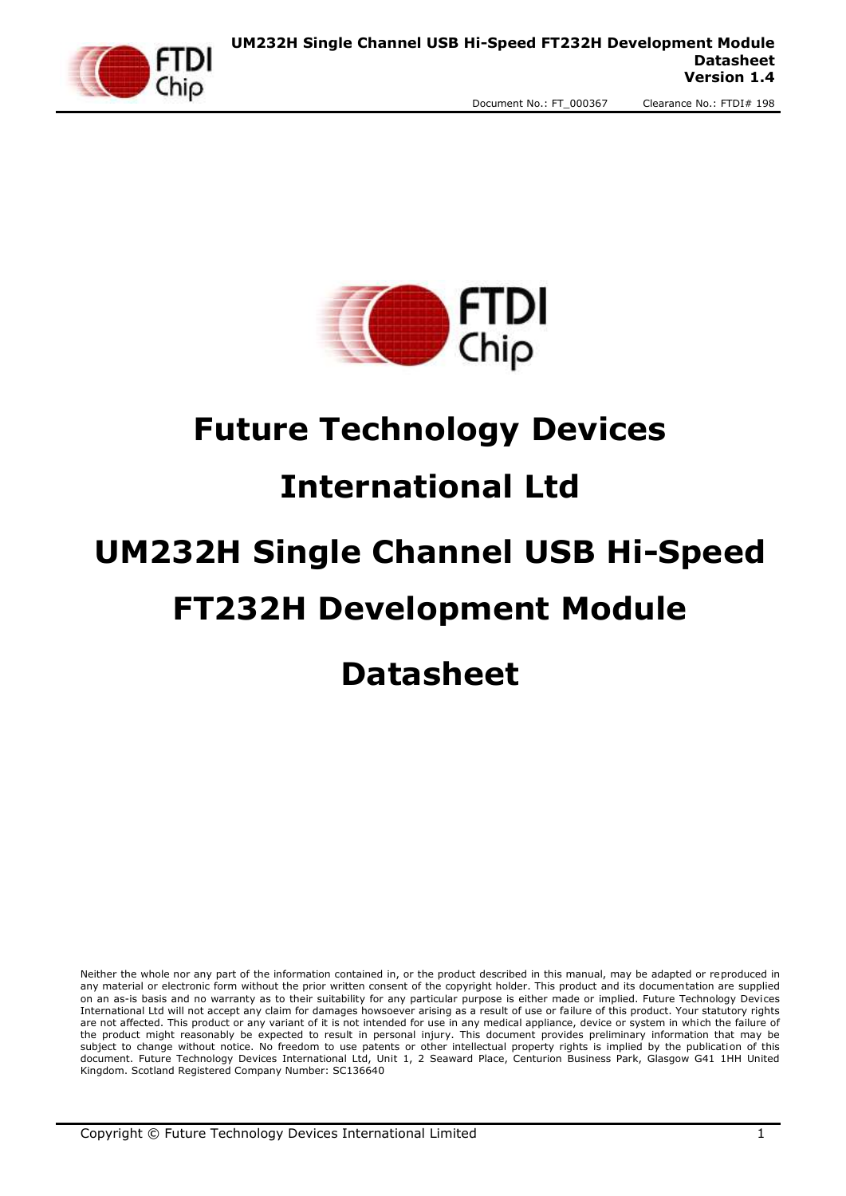# Future Technology Devices International Ltd

# UM232H Single Channel USB Hi-Speed FT232H Development Module

# Datasheet

Neither the whole nor any part of the information contained in, or the product described in this manual, may be adapted or reproduced in any material or electronic form without the prior written consent of the copyright holder. This product and its documentation are supplied on an as-is basis and no warranty as to their suitability for any particular purpose is either made or implied. Future Technology Devices International Ltd will not accept any claim for damages howsoever arising as a result of use or failure of this product. Your statutory rights are not affected. This product or any variant of it is not intended for use in any medical appliance, device or system in which the failure of the product might reasonably be expected to result in personal injury. This document provides preliminary information that may be subject to change without notice. No freedom to use patents or other intellectual property rights is implied by the publication of this document. Future Technology Devices International Ltd, Unit 1, 2 Seaward Place, Centurion Business Park, Glasgow G41 1HH United Kingdom. Scotland Registered Company Number: SC136640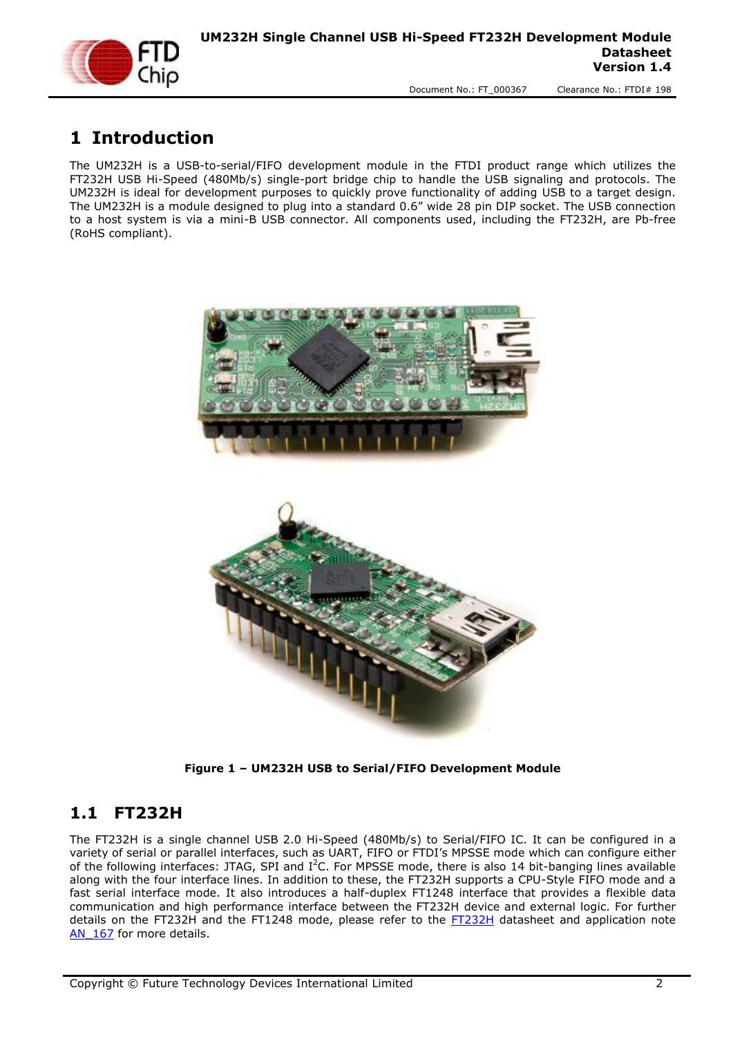# 1 Introduction

The UM232H is a USB-to-serial/FIFO development module in the FTDI product range which utilizes the FT232H USB Hi-Speed (480Mb/s) single-port bridge chip to handle the USB signaling and protocols. The UM232H is ideal for development purposes to quickly prove functionality of adding USB to a target design. The UM232H is a module designed to plug into a standard 0.6" wide 28 pin DIP socket. The USB connection to a host system is via a mini-B USB connector. All components used, including the FT232H, are Pb-free (RoHS compliant).

**Figure 1 – UM232H USB to Serial/FIFO Development Module**

## 1.1 FT232H

The FT232H is a single channel USB 2.0 Hi-Speed (480Mb/s) to Serial/FIFO IC. It can be configured in a variety of serial or parallel interfaces, such as UART, FIFO or FTDI's MPSSE mode which can configure either of the following interfaces: JTAG, SPI and I$^2$C. For MPSSE mode, there is also 14 bit-banging lines available along with the four interface lines. In addition to these, the FT232H supports a CPU-Style FIFO mode and a fast serial interface mode. It also introduces a half-duplex FT1248 interface that provides a flexible data communication and high performance interface between the FT232H device and external logic. For further details on the FT232H and the FT1248 mode, please refer to the FT232H datasheet and application note AN_167 for more details.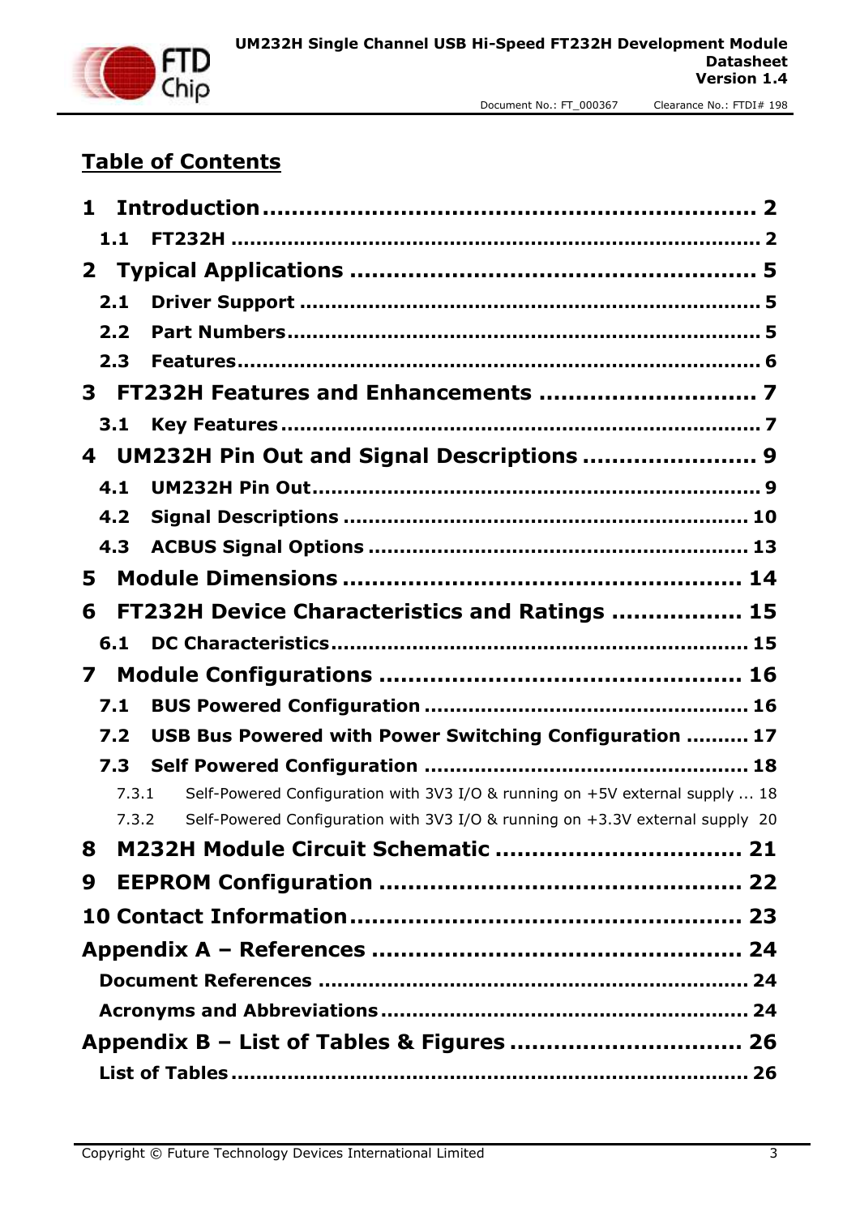# Table of Contents

**1 Introduction .................................................................. 2**

**1.1 FT232H ................................................................... 2**

**2 Typical Applications ..................................................... 5**

**2.1 Driver Support ........................................................ 5**

**2.2 Part Numbers .......................................................... 5**

**2.3 Features .................................................................. 6**

**3 FT232H Features and Enhancements ............................. 7**

**3.1 Key Features ........................................................... 7**

**4 UM232H Pin Out and Signal Descriptions ....................... 9**

**4.1 UM232H Pin Out ...................................................... 9**

**4.2 Signal Descriptions ................................................ 10**

**4.3 ACBUS Signal Options ............................................ 13**

**5 Module Dimensions .................................................... 14**

**6 FT232H Device Characteristics and Ratings ................. 15**

**6.1 DC Characteristics ................................................. 15**

**7 Module Configurations ................................................ 16**

**7.1 BUS Powered Configuration ................................... 16**

**7.2 USB Bus Powered with Power Switching Configuration .......... 17**

**7.3 Self Powered Configuration ................................... 18**

7.3.1 Self-Powered Configuration with 3V3 I/O & running on +5V external supply ... 18

7.3.2 Self-Powered Configuration with 3V3 I/O & running on +3.3V external supply 20

**8 M232H Module Circuit Schematic ................................. 21**

**9 EEPROM Configuration ................................................ 22**

**10 Contact Information .................................................... 23**

**Appendix A – References .................................................. 24**

**Document References .................................................. 24**

**Acronyms and Abbreviations ......................................... 24**

**Appendix B – List of Tables & Figures ............................... 26**

**List of Tables ................................................................ 26**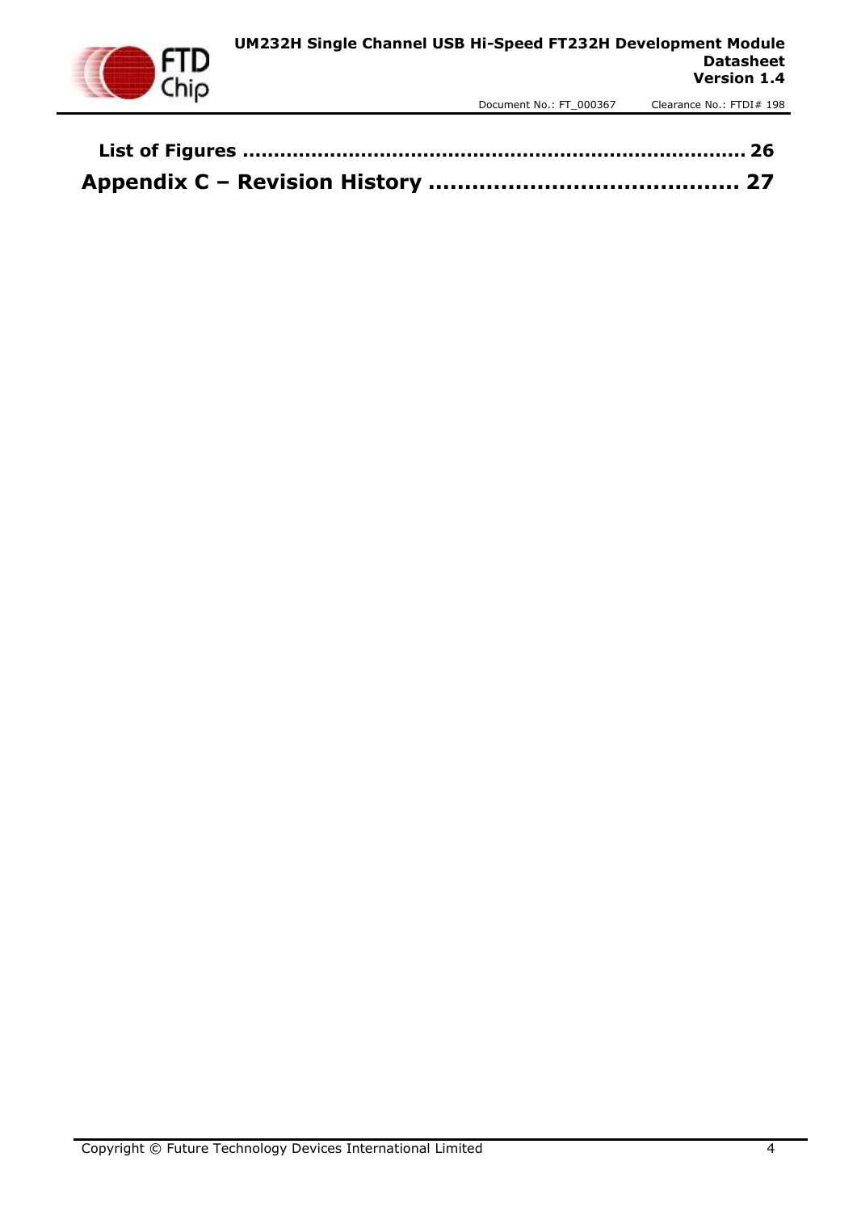**List of Figures ................................................................................ 26**

**Appendix C – Revision History ........................................ 27**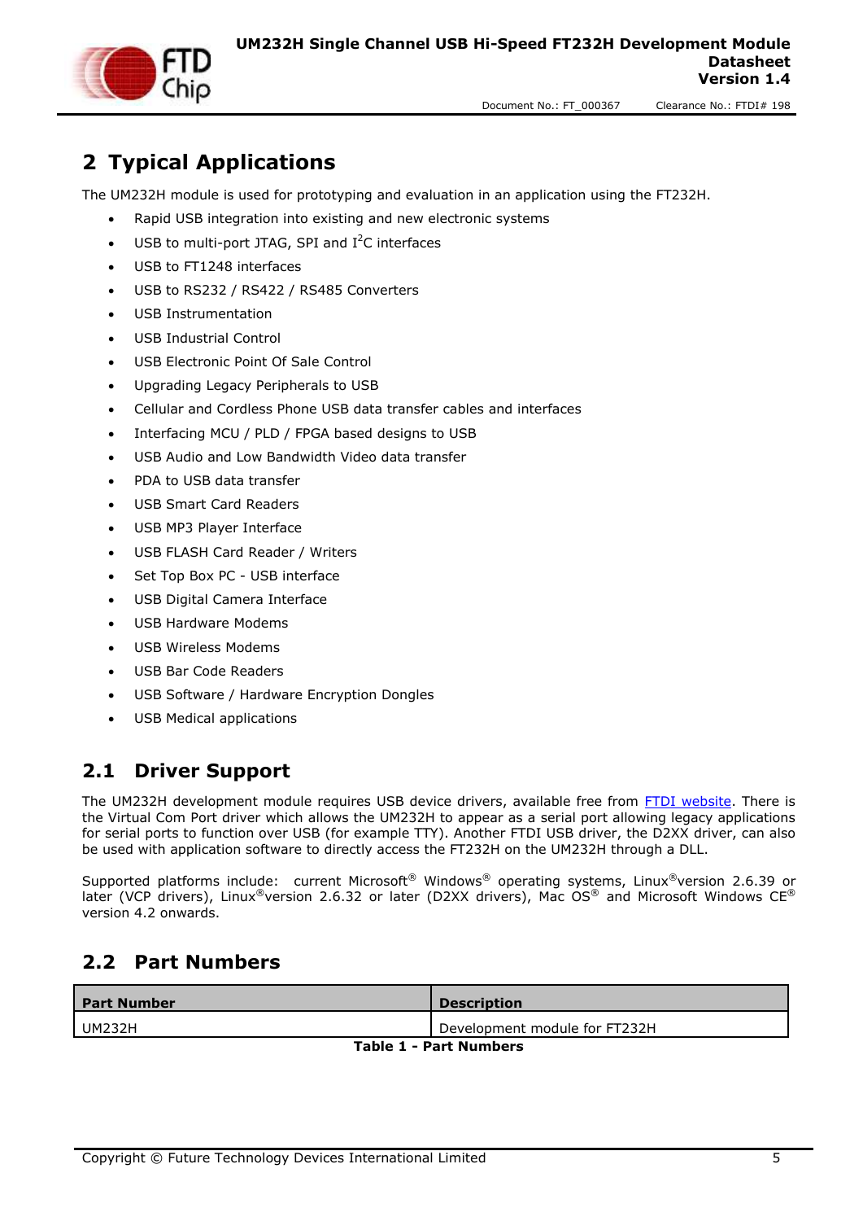# 2 Typical Applications

The UM232H module is used for prototyping and evaluation in an application using the FT232H.

- Rapid USB integration into existing and new electronic systems
- USB to multi-port JTAG, SPI and I$^2$C interfaces
- USB to FT1248 interfaces
- USB to RS232 / RS422 / RS485 Converters
- USB Instrumentation
- USB Industrial Control
- USB Electronic Point Of Sale Control
- Upgrading Legacy Peripherals to USB
- Cellular and Cordless Phone USB data transfer cables and interfaces
- Interfacing MCU / PLD / FPGA based designs to USB
- USB Audio and Low Bandwidth Video data transfer
- PDA to USB data transfer
- USB Smart Card Readers
- USB MP3 Player Interface
- USB FLASH Card Reader / Writers
- Set Top Box PC - USB interface
- USB Digital Camera Interface
- USB Hardware Modems
- USB Wireless Modems
- USB Bar Code Readers
- USB Software / Hardware Encryption Dongles
- USB Medical applications

## 2.1 Driver Support

The UM232H development module requires USB device drivers, available free from FTDI website. There is the Virtual Com Port driver which allows the UM232H to appear as a serial port allowing legacy applications for serial ports to function over USB (for example TTY). Another FTDI USB driver, the D2XX driver, can also be used with application software to directly access the FT232H on the UM232H through a DLL.

Supported platforms include: current Microsoft® Windows® operating systems, Linux®version 2.6.39 or later (VCP drivers), Linux®version 2.6.32 or later (D2XX drivers), Mac OS® and Microsoft Windows CE® version 4.2 onwards.

## 2.2 Part Numbers

| Part Number | Description |
|---|---|
| UM232H | Development module for FT232H |

**Table 1 - Part Numbers**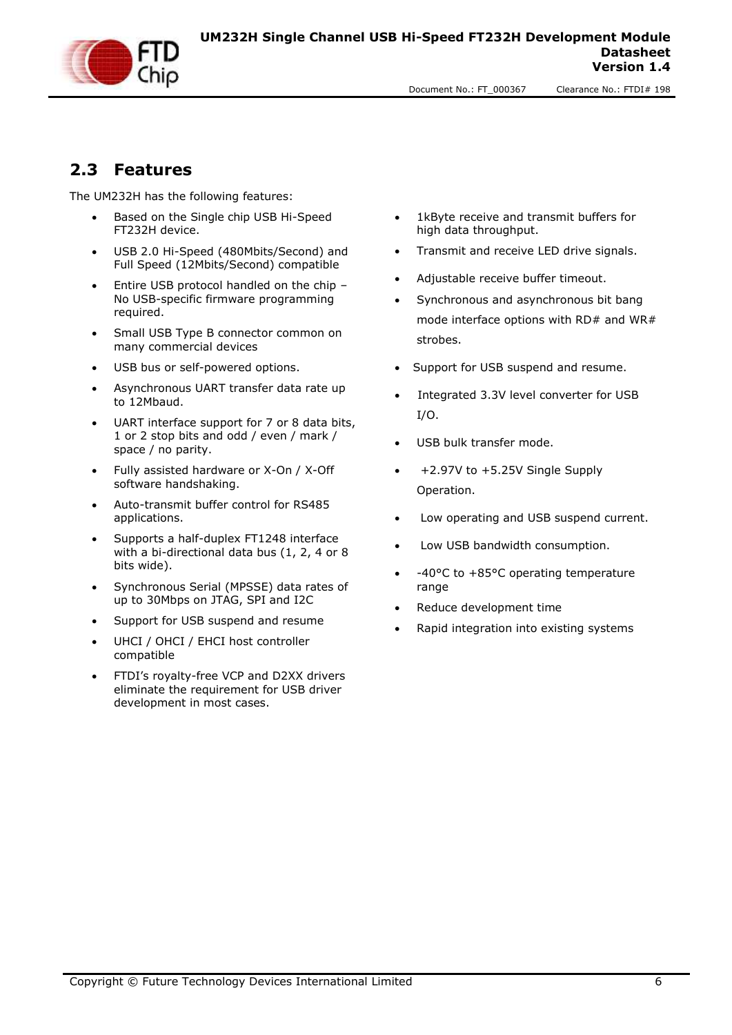## 2.3 Features

The UM232H has the following features:

- Based on the Single chip USB Hi-Speed FT232H device.
- USB 2.0 Hi-Speed (480Mbits/Second) and Full Speed (12Mbits/Second) compatible
- Entire USB protocol handled on the chip – No USB-specific firmware programming required.
- Small USB Type B connector common on many commercial devices
- USB bus or self-powered options.
- Asynchronous UART transfer data rate up to 12Mbaud.
- UART interface support for 7 or 8 data bits, 1 or 2 stop bits and odd / even / mark / space / no parity.
- Fully assisted hardware or X-On / X-Off software handshaking.
- Auto-transmit buffer control for RS485 applications.
- Supports a half-duplex FT1248 interface with a bi-directional data bus (1, 2, 4 or 8 bits wide).
- Synchronous Serial (MPSSE) data rates of up to 30Mbps on JTAG, SPI and I2C
- Support for USB suspend and resume
- UHCI / OHCI / EHCI host controller compatible
- FTDI's royalty-free VCP and D2XX drivers eliminate the requirement for USB driver development in most cases.
- 1kByte receive and transmit buffers for high data throughput.
- Transmit and receive LED drive signals.
- Adjustable receive buffer timeout.
- Synchronous and asynchronous bit bang mode interface options with RD# and WR# strobes.
- Support for USB suspend and resume.
- Integrated 3.3V level converter for USB I/O.
- USB bulk transfer mode.
- +2.97V to +5.25V Single Supply Operation.
- Low operating and USB suspend current.
- Low USB bandwidth consumption.
- -40°C to +85°C operating temperature range
- Reduce development time
- Rapid integration into existing systems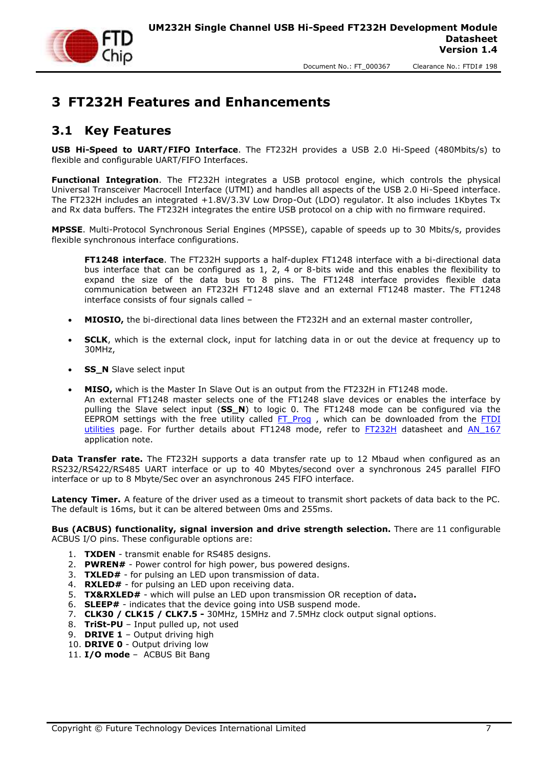# 3 FT232H Features and Enhancements

## 3.1 Key Features

**USB Hi-Speed to UART/FIFO Interface**. The FT232H provides a USB 2.0 Hi-Speed (480Mbits/s) to flexible and configurable UART/FIFO Interfaces.

**Functional Integration**. The FT232H integrates a USB protocol engine, which controls the physical Universal Transceiver Macrocell Interface (UTMI) and handles all aspects of the USB 2.0 Hi-Speed interface. The FT232H includes an integrated +1.8V/3.3V Low Drop-Out (LDO) regulator. It also includes 1Kbytes Tx and Rx data buffers. The FT232H integrates the entire USB protocol on a chip with no firmware required.

**MPSSE**. Multi-Protocol Synchronous Serial Engines (MPSSE), capable of speeds up to 30 Mbits/s, provides flexible synchronous interface configurations.

**FT1248 interface**. The FT232H supports a half-duplex FT1248 interface with a bi-directional data bus interface that can be configured as 1, 2, 4 or 8-bits wide and this enables the flexibility to expand the size of the data bus to 8 pins. The FT1248 interface provides flexible data communication between an FT232H FT1248 slave and an external FT1248 master. The FT1248 interface consists of four signals called –

- **MIOSIO,** the bi-directional data lines between the FT232H and an external master controller,
- **SCLK**, which is the external clock, input for latching data in or out the device at frequency up to 30MHz,
- **SS_N** Slave select input
- **MISO,** which is the Master In Slave Out is an output from the FT232H in FT1248 mode.
  An external FT1248 master selects one of the FT1248 slave devices or enables the interface by pulling the Slave select input (**SS_N**) to logic 0. The FT1248 mode can be configured via the EEPROM settings with the free utility called FT_Prog , which can be downloaded from the FTDI utilities page. For further details about FT1248 mode, refer to FT232H datasheet and AN_167 application note.

**Data Transfer rate.** The FT232H supports a data transfer rate up to 12 Mbaud when configured as an RS232/RS422/RS485 UART interface or up to 40 Mbytes/second over a synchronous 245 parallel FIFO interface or up to 8 Mbyte/Sec over an asynchronous 245 FIFO interface.

**Latency Timer.** A feature of the driver used as a timeout to transmit short packets of data back to the PC. The default is 16ms, but it can be altered between 0ms and 255ms.

**Bus (ACBUS) functionality, signal inversion and drive strength selection.** There are 11 configurable ACBUS I/O pins. These configurable options are:

1. **TXDEN** - transmit enable for RS485 designs.
2. **PWREN#** - Power control for high power, bus powered designs.
3. **TXLED#** - for pulsing an LED upon transmission of data.
4. **RXLED#** - for pulsing an LED upon receiving data.
5. **TX&RXLED#** - which will pulse an LED upon transmission OR reception of data**.**
6. **SLEEP#** - indicates that the device going into USB suspend mode.
7. **CLK30 / CLK15 / CLK7.5 -** 30MHz, 15MHz and 7.5MHz clock output signal options.
8. **TriSt-PU** – Input pulled up, not used
9. **DRIVE 1** – Output driving high
10. **DRIVE 0** - Output driving low
11. **I/O mode** – ACBUS Bit Bang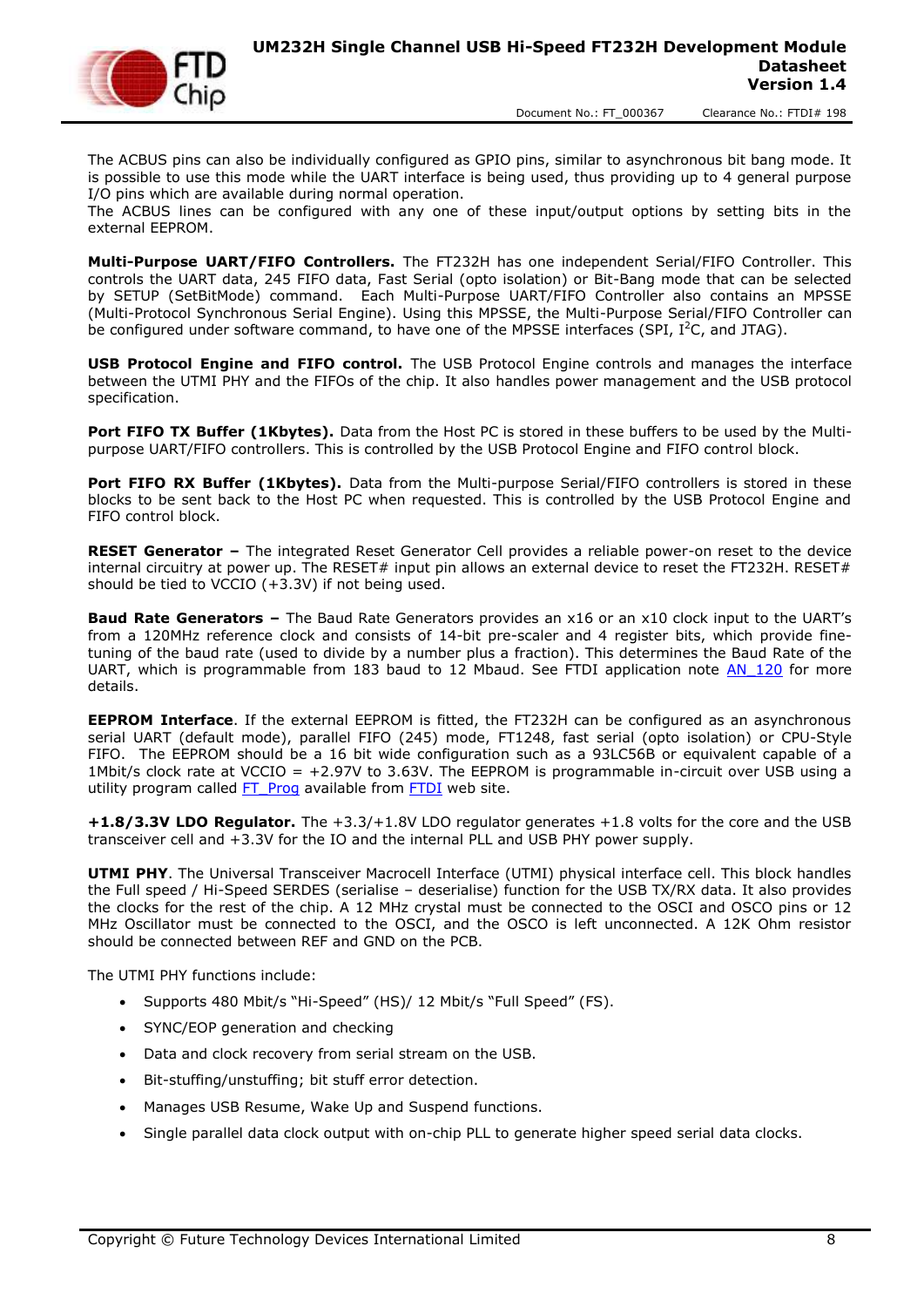The ACBUS pins can also be individually configured as GPIO pins, similar to asynchronous bit bang mode. It is possible to use this mode while the UART interface is being used, thus providing up to 4 general purpose I/O pins which are available during normal operation.
The ACBUS lines can be configured with any one of these input/output options by setting bits in the external EEPROM.

**Multi-Purpose UART/FIFO Controllers.** The FT232H has one independent Serial/FIFO Controller. This controls the UART data, 245 FIFO data, Fast Serial (opto isolation) or Bit-Bang mode that can be selected by SETUP (SetBitMode) command. Each Multi-Purpose UART/FIFO Controller also contains an MPSSE (Multi-Protocol Synchronous Serial Engine). Using this MPSSE, the Multi-Purpose Serial/FIFO Controller can be configured under software command, to have one of the MPSSE interfaces (SPI, $I^2C$, and JTAG).

**USB Protocol Engine and FIFO control.** The USB Protocol Engine controls and manages the interface between the UTMI PHY and the FIFOs of the chip. It also handles power management and the USB protocol specification.

**Port FIFO TX Buffer (1Kbytes).** Data from the Host PC is stored in these buffers to be used by the Multi-purpose UART/FIFO controllers. This is controlled by the USB Protocol Engine and FIFO control block.

**Port FIFO RX Buffer (1Kbytes).** Data from the Multi-purpose Serial/FIFO controllers is stored in these blocks to be sent back to the Host PC when requested. This is controlled by the USB Protocol Engine and FIFO control block.

**RESET Generator –** The integrated Reset Generator Cell provides a reliable power-on reset to the device internal circuitry at power up. The RESET# input pin allows an external device to reset the FT232H. RESET# should be tied to VCCIO (+3.3V) if not being used.

**Baud Rate Generators –** The Baud Rate Generators provides an x16 or an x10 clock input to the UART's from a 120MHz reference clock and consists of 14-bit pre-scaler and 4 register bits, which provide fine-tuning of the baud rate (used to divide by a number plus a fraction). This determines the Baud Rate of the UART, which is programmable from 183 baud to 12 Mbaud. See FTDI application note AN_120 for more details.

**EEPROM Interface**. If the external EEPROM is fitted, the FT232H can be configured as an asynchronous serial UART (default mode), parallel FIFO (245) mode, FT1248, fast serial (opto isolation) or CPU-Style FIFO. The EEPROM should be a 16 bit wide configuration such as a 93LC56B or equivalent capable of a 1Mbit/s clock rate at VCCIO = +2.97V to 3.63V. The EEPROM is programmable in-circuit over USB using a utility program called FT_Prog available from FTDI web site.

**+1.8/3.3V LDO Regulator.** The +3.3/+1.8V LDO regulator generates +1.8 volts for the core and the USB transceiver cell and +3.3V for the IO and the internal PLL and USB PHY power supply.

**UTMI PHY**. The Universal Transceiver Macrocell Interface (UTMI) physical interface cell. This block handles the Full speed / Hi-Speed SERDES (serialise – deserialise) function for the USB TX/RX data. It also provides the clocks for the rest of the chip. A 12 MHz crystal must be connected to the OSCI and OSCO pins or 12 MHz Oscillator must be connected to the OSCI, and the OSCO is left unconnected. A 12K Ohm resistor should be connected between REF and GND on the PCB.

The UTMI PHY functions include:

- Supports 480 Mbit/s "Hi-Speed" (HS)/ 12 Mbit/s "Full Speed" (FS).
- SYNC/EOP generation and checking
- Data and clock recovery from serial stream on the USB.
- Bit-stuffing/unstuffing; bit stuff error detection.
- Manages USB Resume, Wake Up and Suspend functions.
- Single parallel data clock output with on-chip PLL to generate higher speed serial data clocks.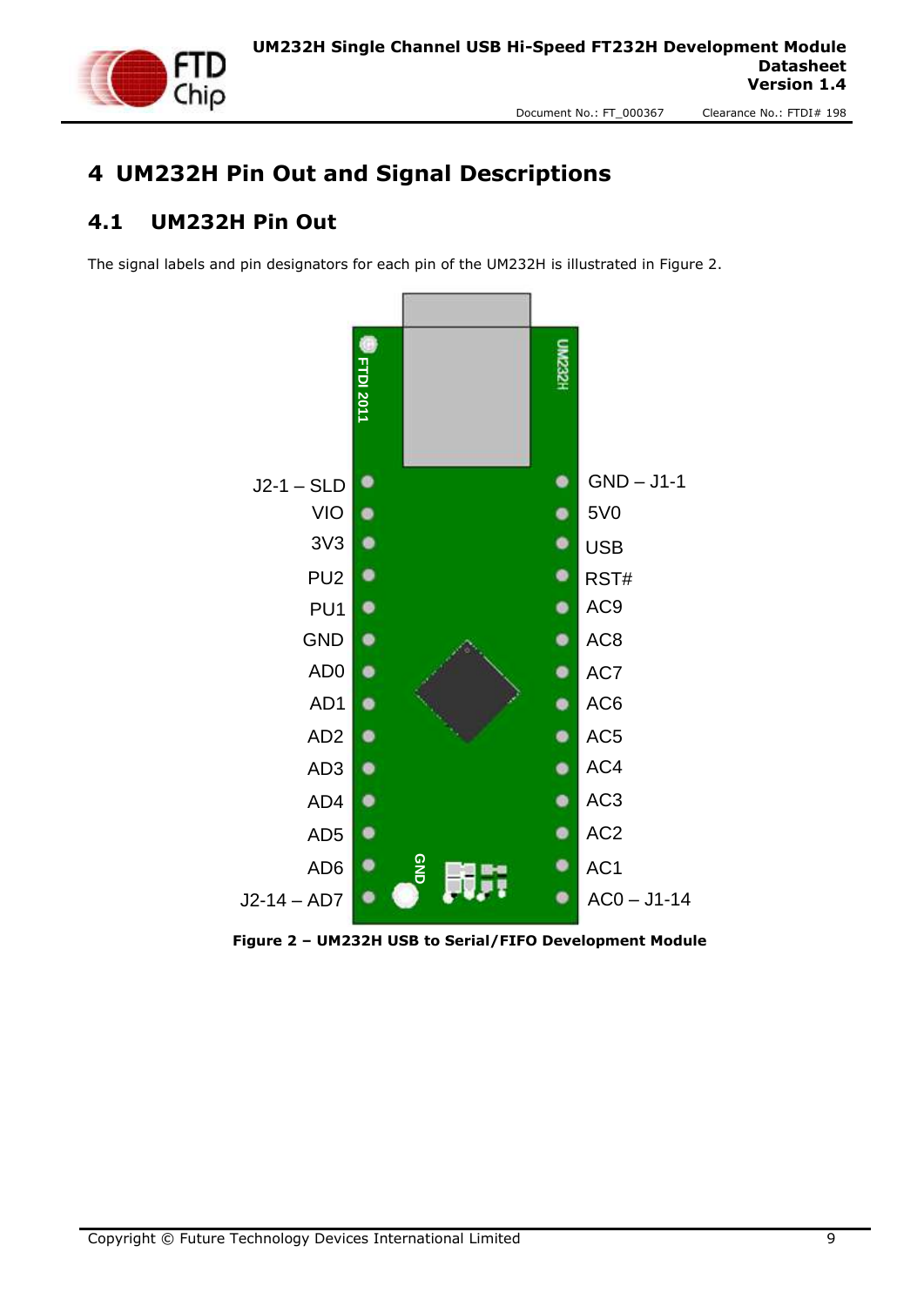# 4 UM232H Pin Out and Signal Descriptions

## 4.1 UM232H Pin Out

The signal labels and pin designators for each pin of the UM232H is illustrated in Figure 2.

**Figure 2 – UM232H USB to Serial/FIFO Development Module**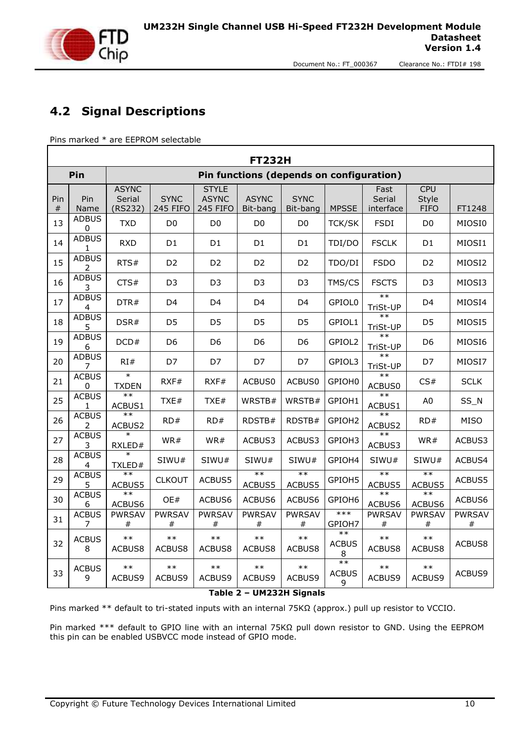## 4.2 Signal Descriptions

Pins marked * are EEPROM selectable

| FT232H | | | | | | | | | | |
|---|---|---|---|---|---|---|---|---|---|---|
| **Pin** | | **Pin functions (depends on configuration)** | | | | | | | | |
| Pin # | Pin Name | ASYNC Serial (RS232) | SYNC 245 FIFO | STYLE ASYNC 245 FIFO | ASYNC Bit-bang | SYNC Bit-bang | MPSSE | Fast Serial interface | CPU Style FIFO | FT1248 |
| 13 | ADBUS 0 | TXD | D0 | D0 | D0 | D0 | TCK/SK | FSDI | D0 | MIOSI0 |
| 14 | ADBUS 1 | RXD | D1 | D1 | D1 | D1 | TDI/DO | FSCLK | D1 | MIOSI1 |
| 15 | ADBUS 2 | RTS# | D2 | D2 | D2 | D2 | TDO/DI | FSDO | D2 | MIOSI2 |
| 16 | ADBUS 3 | CTS# | D3 | D3 | D3 | D3 | TMS/CS | FSCTS | D3 | MIOSI3 |
| 17 | ADBUS 4 | DTR# | D4 | D4 | D4 | D4 | GPIOL0 | ** TriSt-UP | D4 | MIOSI4 |
| 18 | ADBUS 5 | DSR# | D5 | D5 | D5 | D5 | GPIOL1 | ** TriSt-UP | D5 | MIOSI5 |
| 19 | ADBUS 6 | DCD# | D6 | D6 | D6 | D6 | GPIOL2 | ** TriSt-UP | D6 | MIOSI6 |
| 20 | ADBUS 7 | RI# | D7 | D7 | D7 | D7 | GPIOL3 | ** TriSt-UP | D7 | MIOSI7 |
| 21 | ACBUS 0 | * TXDEN | RXF# | RXF# | ACBUS0 | ACBUS0 | GPIOH0 | ** ACBUS0 | CS# | SCLK |
| 25 | ACBUS 1 | ** ACBUS1 | TXE# | TXE# | WRSTB# | WRSTB# | GPIOH1 | ** ACBUS1 | A0 | SS_N |
| 26 | ACBUS 2 | ** ACBUS2 | RD# | RD# | RDSTB# | RDSTB# | GPIOH2 | ** ACBUS2 | RD# | MISO |
| 27 | ACBUS 3 | * RXLED# | WR# | WR# | ACBUS3 | ACBUS3 | GPIOH3 | ** ACBUS3 | WR# | ACBUS3 |
| 28 | ACBUS 4 | * TXLED# | SIWU# | SIWU# | SIWU# | SIWU# | GPIOH4 | SIWU# | SIWU# | ACBUS4 |
| 29 | ACBUS 5 | ** ACBUS5 | CLKOUT | ACBUS5 | ** ACBUS5 | ** ACBUS5 | GPIOH5 | ** ACBUS5 | ** ACBUS5 | ACBUS5 |
| 30 | ACBUS 6 | ** ACBUS6 | OE# | ACBUS6 | ACBUS6 | ACBUS6 | GPIOH6 | ** ACBUS6 | ** ACBUS6 | ACBUS6 |
| 31 | ACBUS 7 | PWRSAV # | PWRSAV # | PWRSAV # | PWRSAV # | PWRSAV # | *** GPIOH7 | PWRSAV # | PWRSAV # | PWRSAV # |
| 32 | ACBUS 8 | ** ACBUS8 | ** ACBUS8 | ** ACBUS8 | ** ACBUS8 | ** ACBUS8 | ** ACBUS 8 | ** ACBUS8 | ** ACBUS8 | ACBUS8 |
| 33 | ACBUS 9 | ** ACBUS9 | ** ACBUS9 | ** ACBUS9 | ** ACBUS9 | ** ACBUS9 | ** ACBUS 9 | ** ACBUS9 | ** ACBUS9 | ACBUS9 |

**Table 2 – UM232H Signals**

Pins marked ** default to tri-stated inputs with an internal 75KΩ (approx.) pull up resistor to VCCIO.

Pin marked *** default to GPIO line with an internal 75KΩ pull down resistor to GND. Using the EEPROM this pin can be enabled USBVCC mode instead of GPIO mode.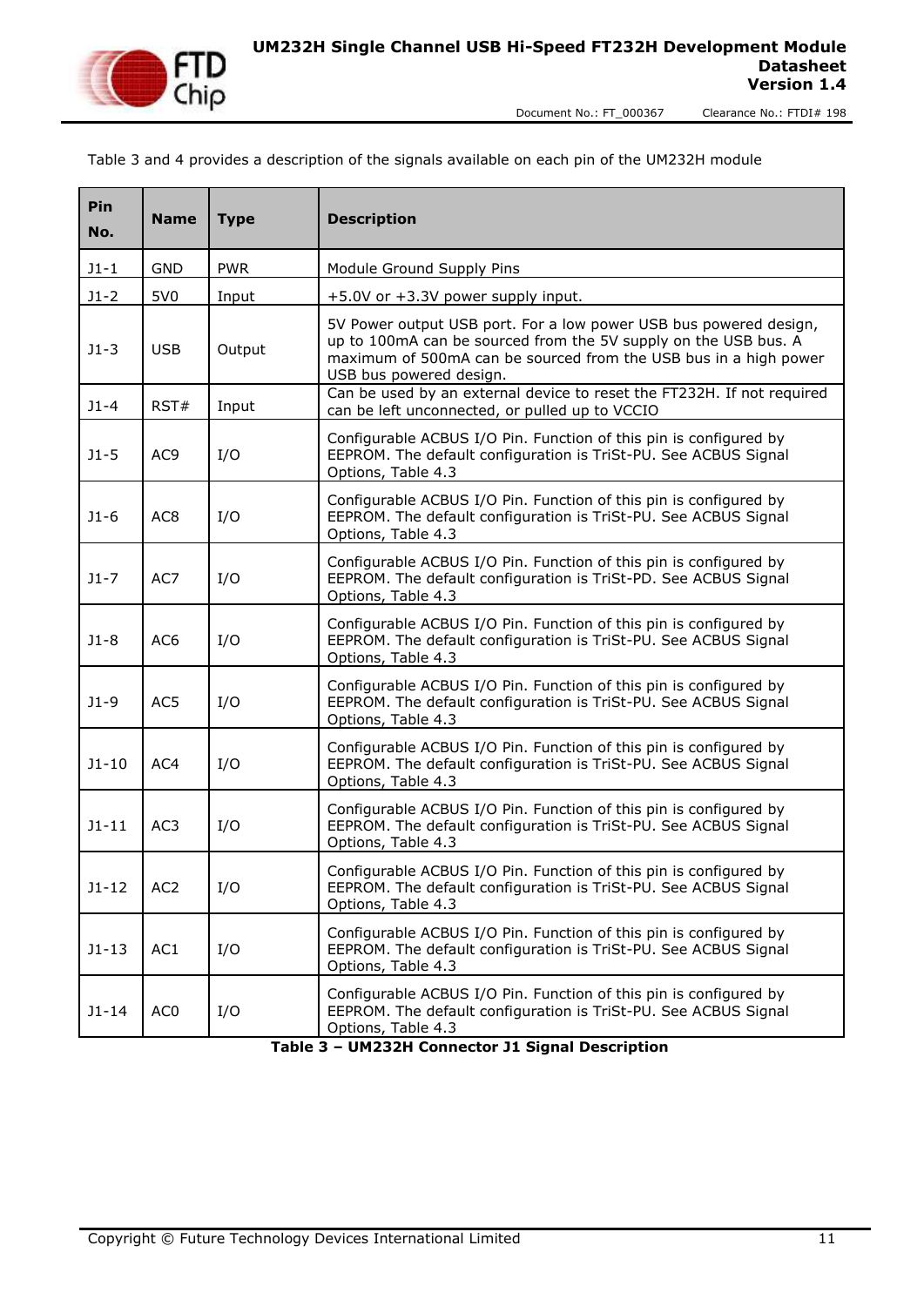Table 3 and 4 provides a description of the signals available on each pin of the UM232H module

| Pin No. | Name | Type | Description |
|---|---|---|---|
| J1-1 | GND | PWR | Module Ground Supply Pins |
| J1-2 | 5V0 | Input | +5.0V or +3.3V power supply input. |
| J1-3 | USB | Output | 5V Power output USB port. For a low power USB bus powered design, up to 100mA can be sourced from the 5V supply on the USB bus. A maximum of 500mA can be sourced from the USB bus in a high power USB bus powered design. |
| J1-4 | RST# | Input | Can be used by an external device to reset the FT232H. If not required can be left unconnected, or pulled up to VCCIO |
| J1-5 | AC9 | I/O | Configurable ACBUS I/O Pin. Function of this pin is configured by EEPROM. The default configuration is TriSt-PU. See ACBUS Signal Options, Table 4.3 |
| J1-6 | AC8 | I/O | Configurable ACBUS I/O Pin. Function of this pin is configured by EEPROM. The default configuration is TriSt-PU. See ACBUS Signal Options, Table 4.3 |
| J1-7 | AC7 | I/O | Configurable ACBUS I/O Pin. Function of this pin is configured by EEPROM. The default configuration is TriSt-PD. See ACBUS Signal Options, Table 4.3 |
| J1-8 | AC6 | I/O | Configurable ACBUS I/O Pin. Function of this pin is configured by EEPROM. The default configuration is TriSt-PU. See ACBUS Signal Options, Table 4.3 |
| J1-9 | AC5 | I/O | Configurable ACBUS I/O Pin. Function of this pin is configured by EEPROM. The default configuration is TriSt-PU. See ACBUS Signal Options, Table 4.3 |
| J1-10 | AC4 | I/O | Configurable ACBUS I/O Pin. Function of this pin is configured by EEPROM. The default configuration is TriSt-PU. See ACBUS Signal Options, Table 4.3 |
| J1-11 | AC3 | I/O | Configurable ACBUS I/O Pin. Function of this pin is configured by EEPROM. The default configuration is TriSt-PU. See ACBUS Signal Options, Table 4.3 |
| J1-12 | AC2 | I/O | Configurable ACBUS I/O Pin. Function of this pin is configured by EEPROM. The default configuration is TriSt-PU. See ACBUS Signal Options, Table 4.3 |
| J1-13 | AC1 | I/O | Configurable ACBUS I/O Pin. Function of this pin is configured by EEPROM. The default configuration is TriSt-PU. See ACBUS Signal Options, Table 4.3 |
| J1-14 | AC0 | I/O | Configurable ACBUS I/O Pin. Function of this pin is configured by EEPROM. The default configuration is TriSt-PU. See ACBUS Signal Options, Table 4.3 |

**Table 3 – UM232H Connector J1 Signal Description**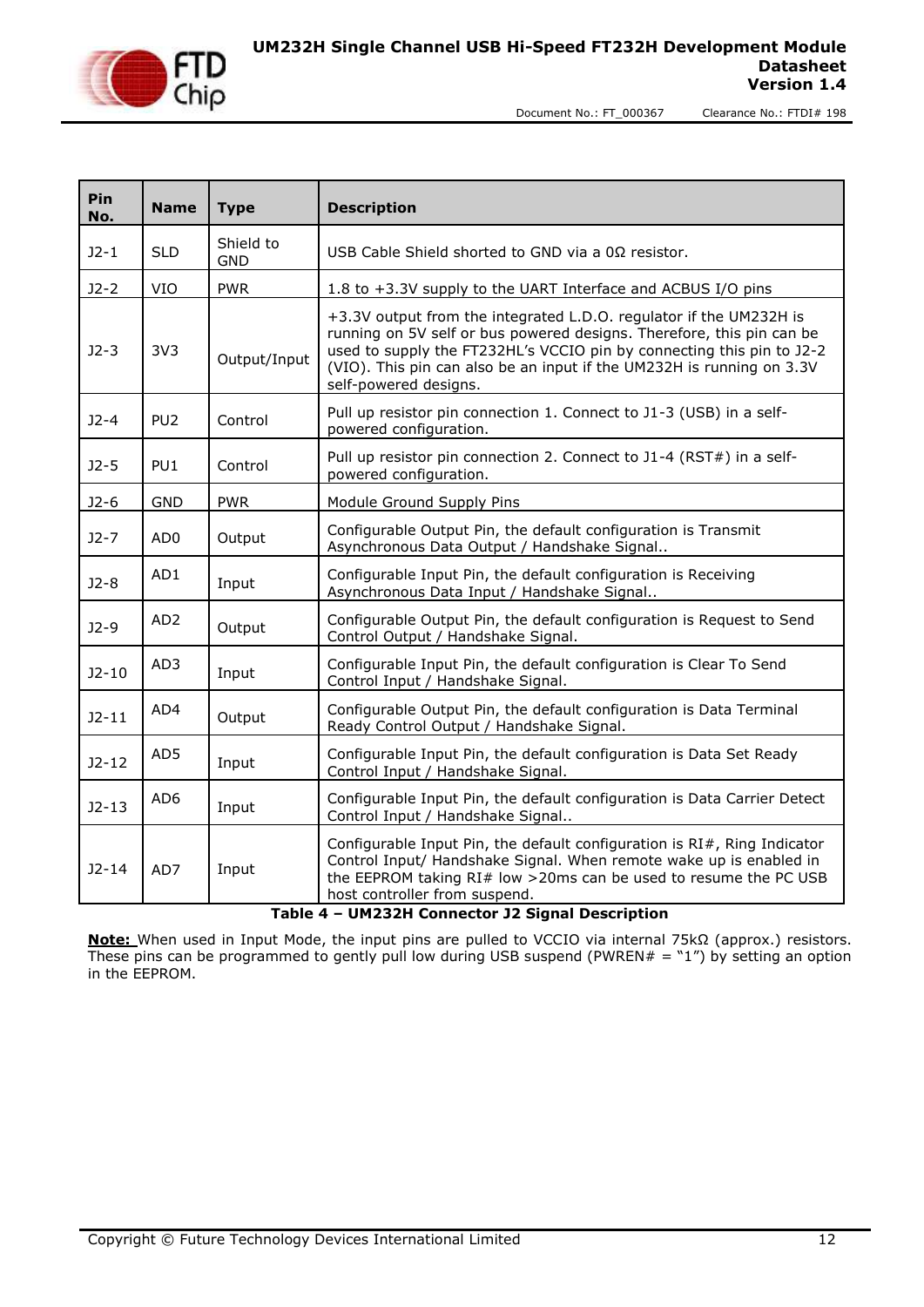| Pin No. | Name | Type | Description |
|---|---|---|---|
| J2-1 | SLD | Shield to GND | USB Cable Shield shorted to GND via a 0Ω resistor. |
| J2-2 | VIO | PWR | 1.8 to +3.3V supply to the UART Interface and ACBUS I/O pins |
| J2-3 | 3V3 | Output/Input | +3.3V output from the integrated L.D.O. regulator if the UM232H is running on 5V self or bus powered designs. Therefore, this pin can be used to supply the FT232HL's VCCIO pin by connecting this pin to J2-2 (VIO). This pin can also be an input if the UM232H is running on 3.3V self-powered designs. |
| J2-4 | PU2 | Control | Pull up resistor pin connection 1. Connect to J1-3 (USB) in a self-powered configuration. |
| J2-5 | PU1 | Control | Pull up resistor pin connection 2. Connect to J1-4 (RST#) in a self-powered configuration. |
| J2-6 | GND | PWR | Module Ground Supply Pins |
| J2-7 | AD0 | Output | Configurable Output Pin, the default configuration is Transmit Asynchronous Data Output / Handshake Signal.. |
| J2-8 | AD1 | Input | Configurable Input Pin, the default configuration is Receiving Asynchronous Data Input / Handshake Signal.. |
| J2-9 | AD2 | Output | Configurable Output Pin, the default configuration is Request to Send Control Output / Handshake Signal. |
| J2-10 | AD3 | Input | Configurable Input Pin, the default configuration is Clear To Send Control Input / Handshake Signal. |
| J2-11 | AD4 | Output | Configurable Output Pin, the default configuration is Data Terminal Ready Control Output / Handshake Signal. |
| J2-12 | AD5 | Input | Configurable Input Pin, the default configuration is Data Set Ready Control Input / Handshake Signal. |
| J2-13 | AD6 | Input | Configurable Input Pin, the default configuration is Data Carrier Detect Control Input / Handshake Signal.. |
| J2-14 | AD7 | Input | Configurable Input Pin, the default configuration is RI#, Ring Indicator Control Input/ Handshake Signal. When remote wake up is enabled in the EEPROM taking RI# low >20ms can be used to resume the PC USB host controller from suspend. |

**Table 4 – UM232H Connector J2 Signal Description**

**Note:** When used in Input Mode, the input pins are pulled to VCCIO via internal 75kΩ (approx.) resistors. These pins can be programmed to gently pull low during USB suspend (PWREN# = "1") by setting an option in the EEPROM.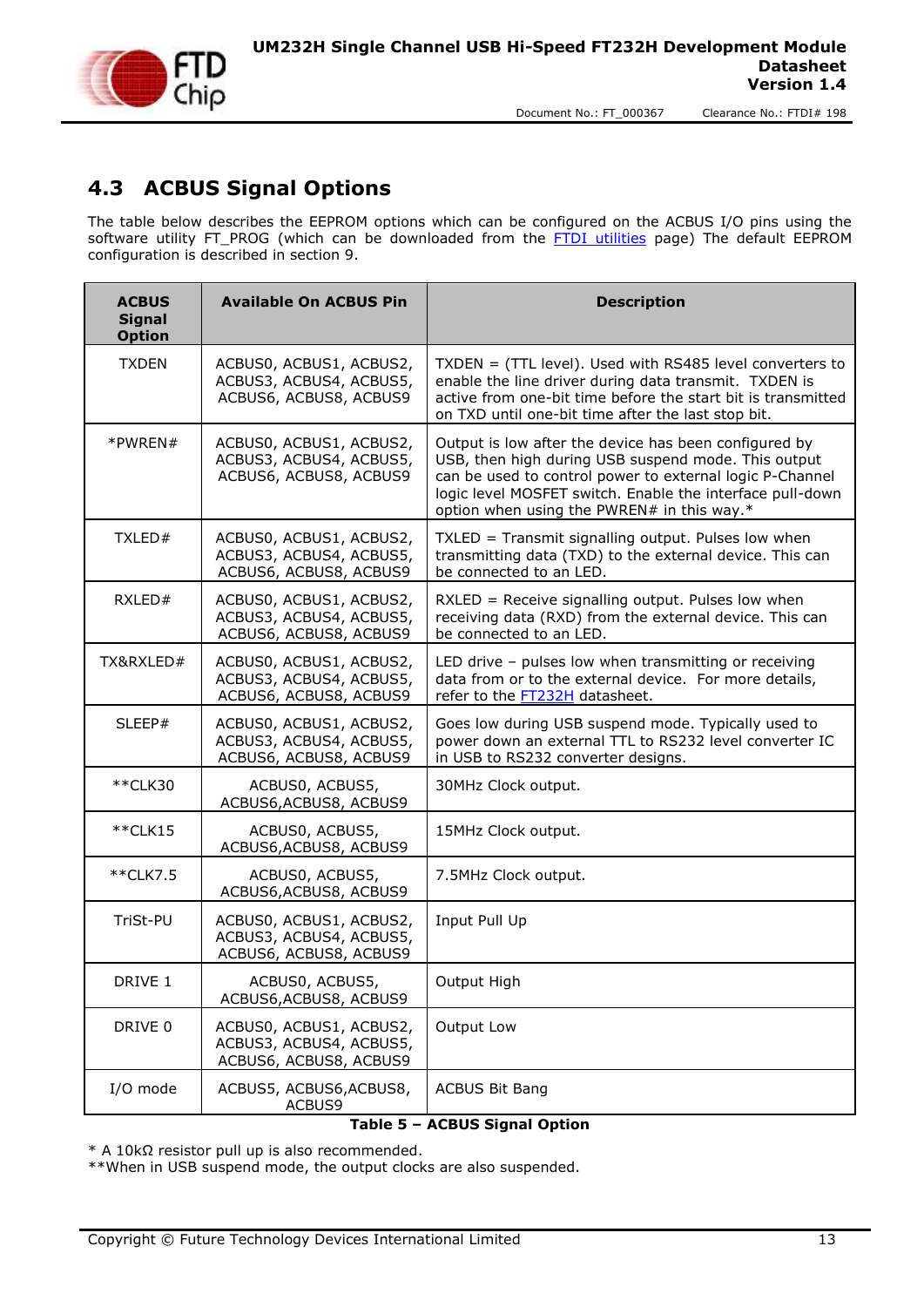## 4.3 ACBUS Signal Options

The table below describes the EEPROM options which can be configured on the ACBUS I/O pins using the software utility FT_PROG (which can be downloaded from the FTDI utilities page) The default EEPROM configuration is described in section 9.

| ACBUS Signal Option | Available On ACBUS Pin | Description |
|---|---|---|
| TXDEN | ACBUS0, ACBUS1, ACBUS2, ACBUS3, ACBUS4, ACBUS5, ACBUS6, ACBUS8, ACBUS9 | TXDEN = (TTL level). Used with RS485 level converters to enable the line driver during data transmit. TXDEN is active from one-bit time before the start bit is transmitted on TXD until one-bit time after the last stop bit. |
| *PWREN# | ACBUS0, ACBUS1, ACBUS2, ACBUS3, ACBUS4, ACBUS5, ACBUS6, ACBUS8, ACBUS9 | Output is low after the device has been configured by USB, then high during USB suspend mode. This output can be used to control power to external logic P-Channel logic level MOSFET switch. Enable the interface pull-down option when using the PWREN# in this way.* |
| TXLED# | ACBUS0, ACBUS1, ACBUS2, ACBUS3, ACBUS4, ACBUS5, ACBUS6, ACBUS8, ACBUS9 | TXLED = Transmit signalling output. Pulses low when transmitting data (TXD) to the external device. This can be connected to an LED. |
| RXLED# | ACBUS0, ACBUS1, ACBUS2, ACBUS3, ACBUS4, ACBUS5, ACBUS6, ACBUS8, ACBUS9 | RXLED = Receive signalling output. Pulses low when receiving data (RXD) from the external device. This can be connected to an LED. |
| TX&RXLED# | ACBUS0, ACBUS1, ACBUS2, ACBUS3, ACBUS4, ACBUS5, ACBUS6, ACBUS8, ACBUS9 | LED drive – pulses low when transmitting or receiving data from or to the external device. For more details, refer to the FT232H datasheet. |
| SLEEP# | ACBUS0, ACBUS1, ACBUS2, ACBUS3, ACBUS4, ACBUS5, ACBUS6, ACBUS8, ACBUS9 | Goes low during USB suspend mode. Typically used to power down an external TTL to RS232 level converter IC in USB to RS232 converter designs. |
| **CLK30 | ACBUS0, ACBUS5, ACBUS6,ACBUS8, ACBUS9 | 30MHz Clock output. |
| **CLK15 | ACBUS0, ACBUS5, ACBUS6,ACBUS8, ACBUS9 | 15MHz Clock output. |
| **CLK7.5 | ACBUS0, ACBUS5, ACBUS6,ACBUS8, ACBUS9 | 7.5MHz Clock output. |
| TriSt-PU | ACBUS0, ACBUS1, ACBUS2, ACBUS3, ACBUS4, ACBUS5, ACBUS6, ACBUS8, ACBUS9 | Input Pull Up |
| DRIVE 1 | ACBUS0, ACBUS5, ACBUS6,ACBUS8, ACBUS9 | Output High |
| DRIVE 0 | ACBUS0, ACBUS1, ACBUS2, ACBUS3, ACBUS4, ACBUS5, ACBUS6, ACBUS8, ACBUS9 | Output Low |
| I/O mode | ACBUS5, ACBUS6,ACBUS8, ACBUS9 | ACBUS Bit Bang |

**Table 5 – ACBUS Signal Option**

* A 10kΩ resistor pull up is also recommended.
**When in USB suspend mode, the output clocks are also suspended.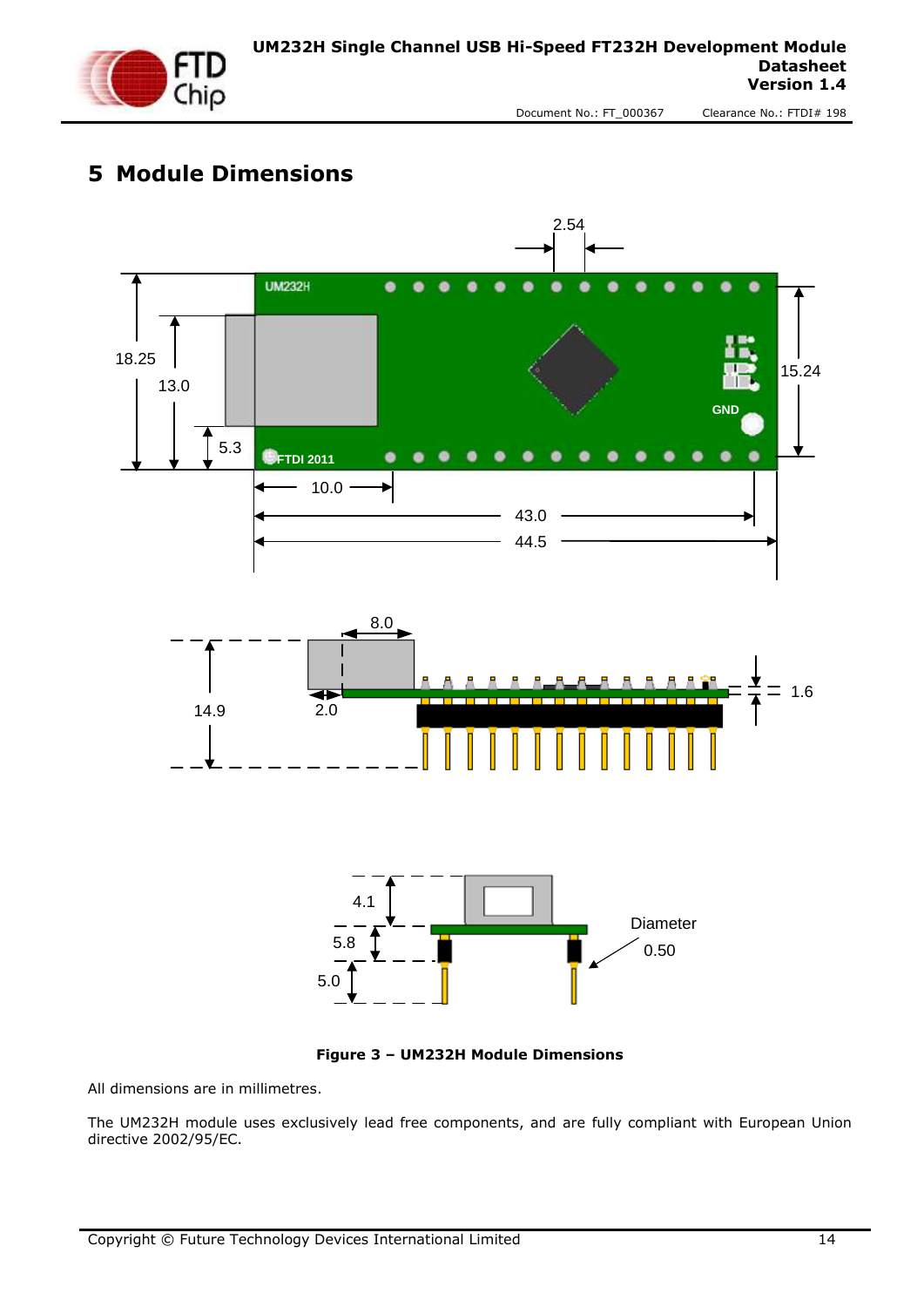# 5 Module Dimensions

**Figure 3 – UM232H Module Dimensions**

All dimensions are in millimetres.

The UM232H module uses exclusively lead free components, and are fully compliant with European Union directive 2002/95/EC.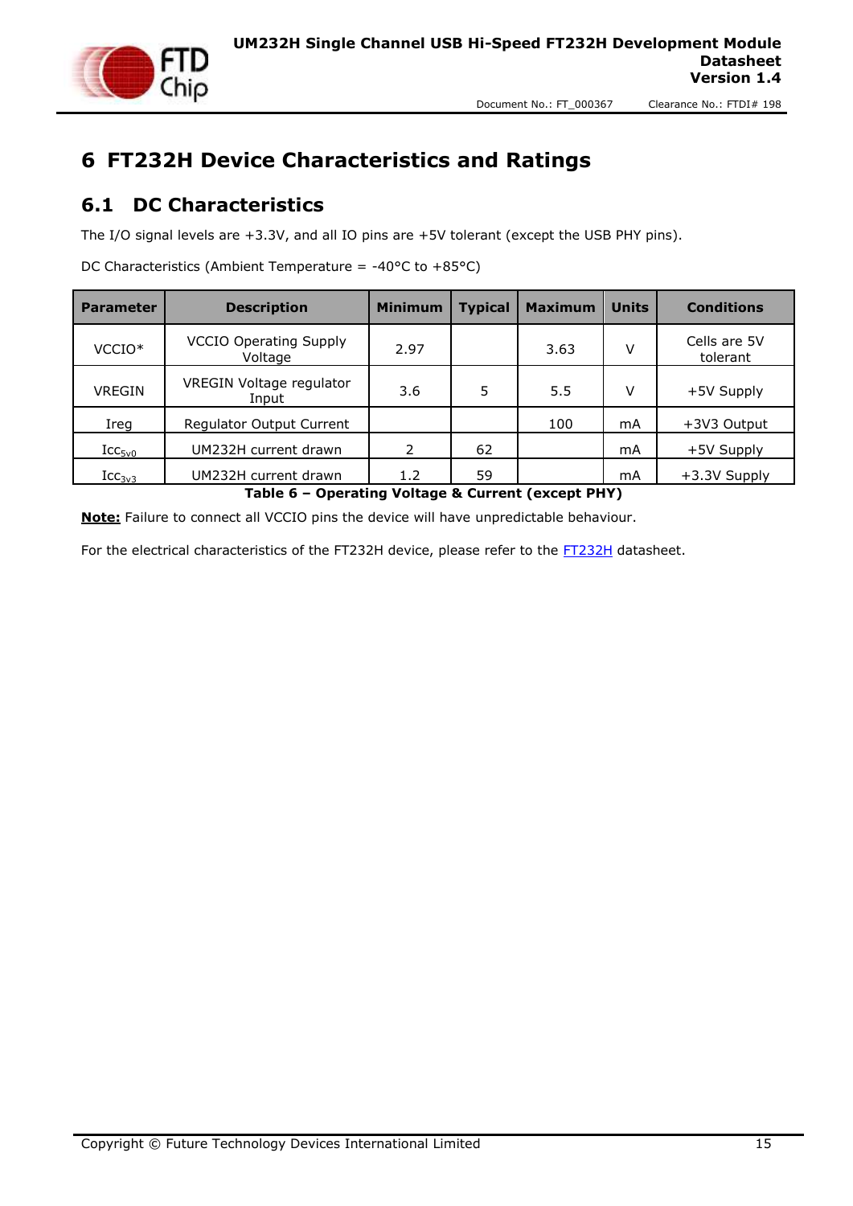# 6 FT232H Device Characteristics and Ratings

## 6.1 DC Characteristics

The I/O signal levels are +3.3V, and all IO pins are +5V tolerant (except the USB PHY pins).

DC Characteristics (Ambient Temperature = -40°C to +85°C)

| Parameter | Description | Minimum | Typical | Maximum | Units | Conditions |
|---|---|---|---|---|---|---|
| VCCIO* | VCCIO Operating Supply Voltage | 2.97 | | 3.63 | V | Cells are 5V tolerant |
| VREGIN | VREGIN Voltage regulator Input | 3.6 | 5 | 5.5 | V | +5V Supply |
| Ireg | Regulator Output Current | | | 100 | mA | +3V3 Output |
| $Icc_{5v0}$ | UM232H current drawn | 2 | 62 | | mA | +5V Supply |
| $Icc_{3v3}$ | UM232H current drawn | 1.2 | 59 | | mA | +3.3V Supply |

**Table 6 – Operating Voltage & Current (except PHY)**

**Note:** Failure to connect all VCCIO pins the device will have unpredictable behaviour.

For the electrical characteristics of the FT232H device, please refer to the FT232H datasheet.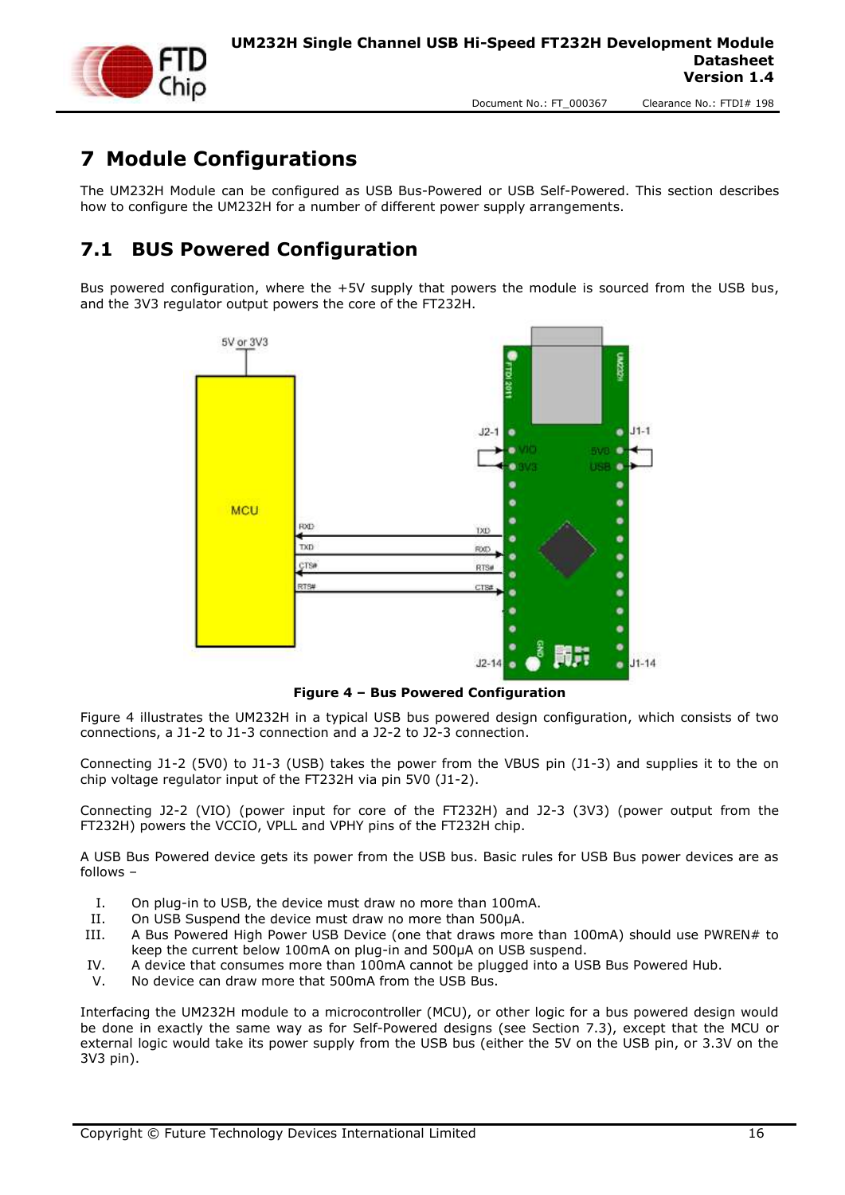# 7 Module Configurations

The UM232H Module can be configured as USB Bus-Powered or USB Self-Powered. This section describes how to configure the UM232H for a number of different power supply arrangements.

## 7.1 BUS Powered Configuration

Bus powered configuration, where the +5V supply that powers the module is sourced from the USB bus, and the 3V3 regulator output powers the core of the FT232H.

**Figure 4 – Bus Powered Configuration**

Figure 4 illustrates the UM232H in a typical USB bus powered design configuration, which consists of two connections, a J1-2 to J1-3 connection and a J2-2 to J2-3 connection.

Connecting J1-2 (5V0) to J1-3 (USB) takes the power from the VBUS pin (J1-3) and supplies it to the on chip voltage regulator input of the FT232H via pin 5V0 (J1-2).

Connecting J2-2 (VIO) (power input for core of the FT232H) and J2-3 (3V3) (power output from the FT232H) powers the VCCIO, VPLL and VPHY pins of the FT232H chip.

A USB Bus Powered device gets its power from the USB bus. Basic rules for USB Bus power devices are as follows –

I. On plug-in to USB, the device must draw no more than 100mA.
II. On USB Suspend the device must draw no more than 500μA.
III. A Bus Powered High Power USB Device (one that draws more than 100mA) should use PWREN# to keep the current below 100mA on plug-in and 500μA on USB suspend.
IV. A device that consumes more than 100mA cannot be plugged into a USB Bus Powered Hub.
V. No device can draw more that 500mA from the USB Bus.

Interfacing the UM232H module to a microcontroller (MCU), or other logic for a bus powered design would be done in exactly the same way as for Self-Powered designs (see Section 7.3), except that the MCU or external logic would take its power supply from the USB bus (either the 5V on the USB pin, or 3.3V on the 3V3 pin).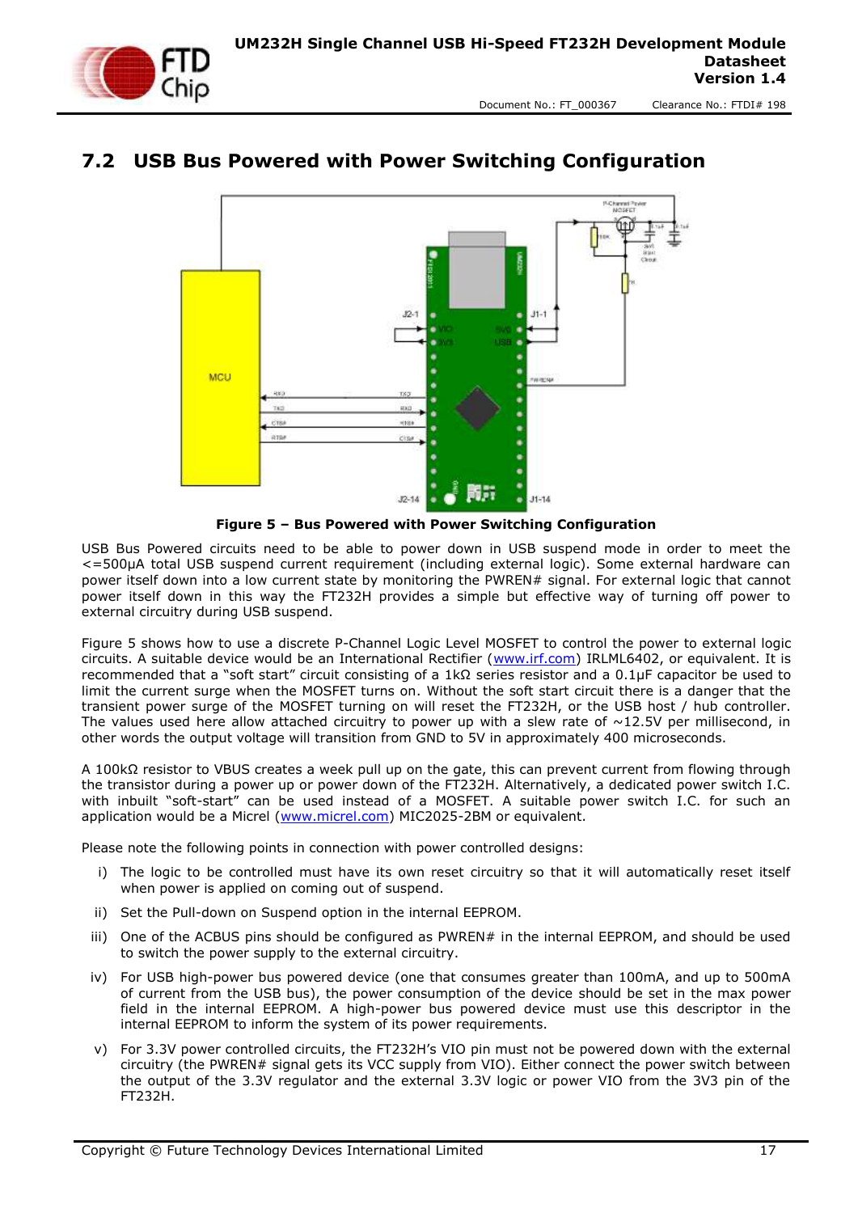## 7.2 USB Bus Powered with Power Switching Configuration

**Figure 5 – Bus Powered with Power Switching Configuration**

USB Bus Powered circuits need to be able to power down in USB suspend mode in order to meet the <=500µA total USB suspend current requirement (including external logic). Some external hardware can power itself down into a low current state by monitoring the PWREN# signal. For external logic that cannot power itself down in this way the FT232H provides a simple but effective way of turning off power to external circuitry during USB suspend.

Figure 5 shows how to use a discrete P-Channel Logic Level MOSFET to control the power to external logic circuits. A suitable device would be an International Rectifier (www.irf.com) IRLML6402, or equivalent. It is recommended that a "soft start" circuit consisting of a 1kΩ series resistor and a 0.1µF capacitor be used to limit the current surge when the MOSFET turns on. Without the soft start circuit there is a danger that the transient power surge of the MOSFET turning on will reset the FT232H, or the USB host / hub controller. The values used here allow attached circuitry to power up with a slew rate of ~12.5V per millisecond, in other words the output voltage will transition from GND to 5V in approximately 400 microseconds.

A 100kΩ resistor to VBUS creates a week pull up on the gate, this can prevent current from flowing through the transistor during a power up or power down of the FT232H. Alternatively, a dedicated power switch I.C. with inbuilt "soft-start" can be used instead of a MOSFET. A suitable power switch I.C. for such an application would be a Micrel (www.micrel.com) MIC2025-2BM or equivalent.

Please note the following points in connection with power controlled designs:

i) The logic to be controlled must have its own reset circuitry so that it will automatically reset itself when power is applied on coming out of suspend.

ii) Set the Pull-down on Suspend option in the internal EEPROM.

iii) One of the ACBUS pins should be configured as PWREN# in the internal EEPROM, and should be used to switch the power supply to the external circuitry.

iv) For USB high-power bus powered device (one that consumes greater than 100mA, and up to 500mA of current from the USB bus), the power consumption of the device should be set in the max power field in the internal EEPROM. A high-power bus powered device must use this descriptor in the internal EEPROM to inform the system of its power requirements.

v) For 3.3V power controlled circuits, the FT232H's VIO pin must not be powered down with the external circuitry (the PWREN# signal gets its VCC supply from VIO). Either connect the power switch between the output of the 3.3V regulator and the external 3.3V logic or power VIO from the 3V3 pin of the FT232H.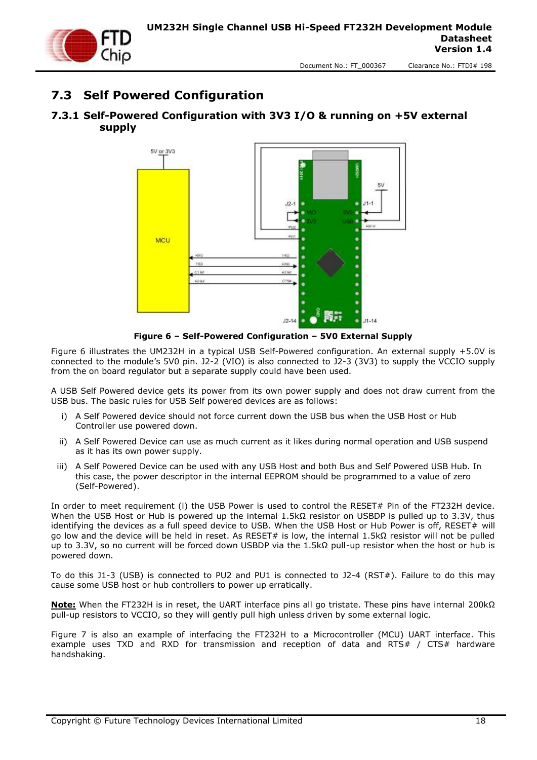## 7.3 Self Powered Configuration

### 7.3.1 Self-Powered Configuration with 3V3 I/O & running on +5V external supply

Figure 6 – Self-Powered Configuration – 5V0 External Supply

Figure 6 illustrates the UM232H in a typical USB Self-Powered configuration. An external supply +5.0V is connected to the module's 5V0 pin. J2-2 (VIO) is also connected to J2-3 (3V3) to supply the VCCIO supply from the on board regulator but a separate supply could have been used.

A USB Self Powered device gets its power from its own power supply and does not draw current from the USB bus. The basic rules for USB Self powered devices are as follows:

i) A Self Powered device should not force current down the USB bus when the USB Host or Hub Controller use powered down.

ii) A Self Powered Device can use as much current as it likes during normal operation and USB suspend as it has its own power supply.

iii) A Self Powered Device can be used with any USB Host and both Bus and Self Powered USB Hub. In this case, the power descriptor in the internal EEPROM should be programmed to a value of zero (Self-Powered).

In order to meet requirement (i) the USB Power is used to control the RESET# Pin of the FT232H device. When the USB Host or Hub is powered up the internal 1.5kΩ resistor on USBDP is pulled up to 3.3V, thus identifying the devices as a full speed device to USB. When the USB Host or Hub Power is off, RESET# will go low and the device will be held in reset. As RESET# is low, the internal 1.5kΩ resistor will not be pulled up to 3.3V, so no current will be forced down USBDP via the 1.5kΩ pull-up resistor when the host or hub is powered down.

To do this J1-3 (USB) is connected to PU2 and PU1 is connected to J2-4 (RST#). Failure to do this may cause some USB host or hub controllers to power up erratically.

**Note:** When the FT232H is in reset, the UART interface pins all go tristate. These pins have internal 200kΩ pull-up resistors to VCCIO, so they will gently pull high unless driven by some external logic.

Figure 7 is also an example of interfacing the FT232H to a Microcontroller (MCU) UART interface. This example uses TXD and RXD for transmission and reception of data and RTS# / CTS# hardware handshaking.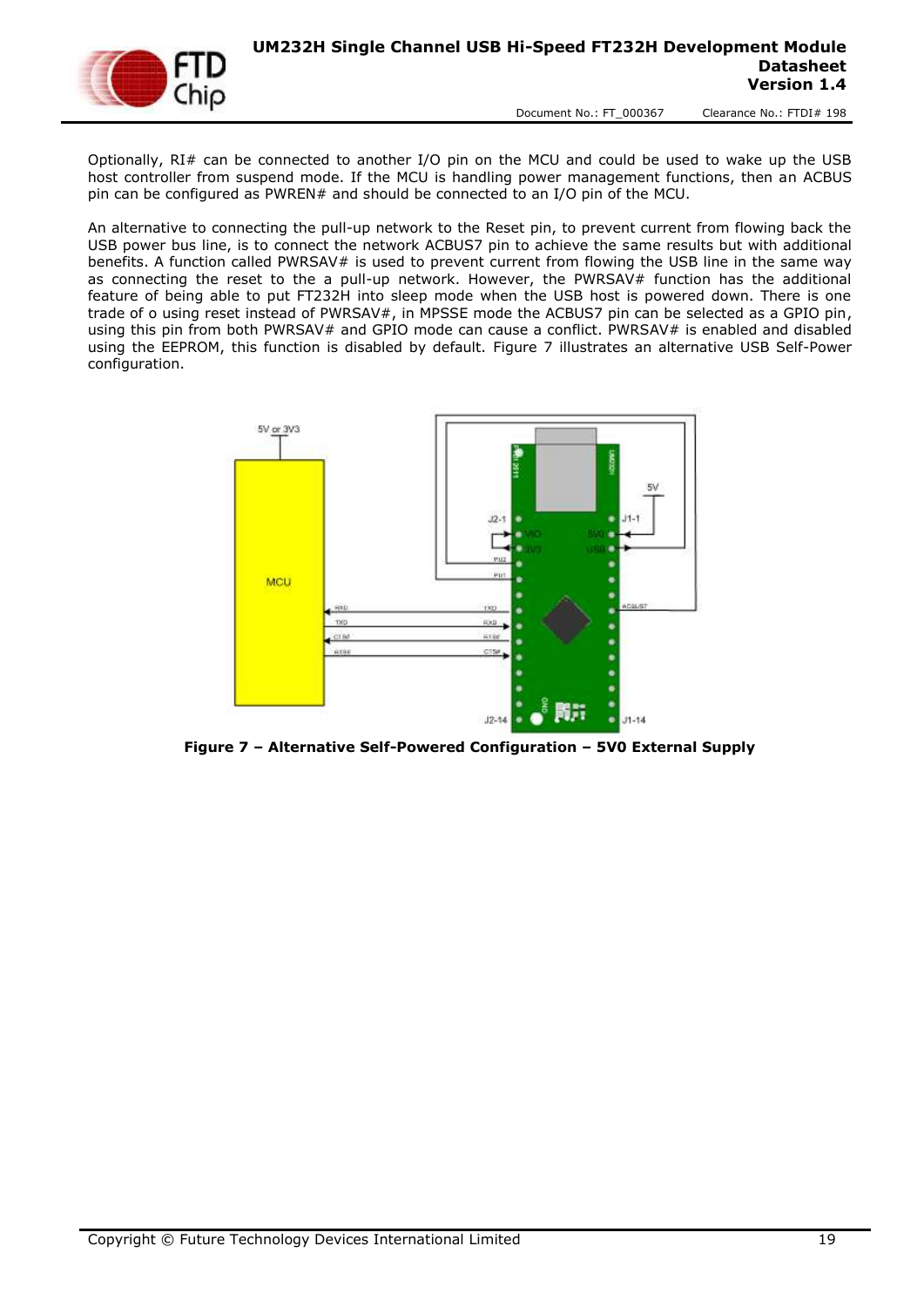Optionally, RI# can be connected to another I/O pin on the MCU and could be used to wake up the USB host controller from suspend mode. If the MCU is handling power management functions, then an ACBUS pin can be configured as PWREN# and should be connected to an I/O pin of the MCU.

An alternative to connecting the pull-up network to the Reset pin, to prevent current from flowing back the USB power bus line, is to connect the network ACBUS7 pin to achieve the same results but with additional benefits. A function called PWRSAV# is used to prevent current from flowing the USB line in the same way as connecting the reset to the a pull-up network. However, the PWRSAV# function has the additional feature of being able to put FT232H into sleep mode when the USB host is powered down. There is one trade of o using reset instead of PWRSAV#, in MPSSE mode the ACBUS7 pin can be selected as a GPIO pin, using this pin from both PWRSAV# and GPIO mode can cause a conflict. PWRSAV# is enabled and disabled using the EEPROM, this function is disabled by default. Figure 7 illustrates an alternative USB Self-Power configuration.

**Figure 7 – Alternative Self-Powered Configuration – 5V0 External Supply**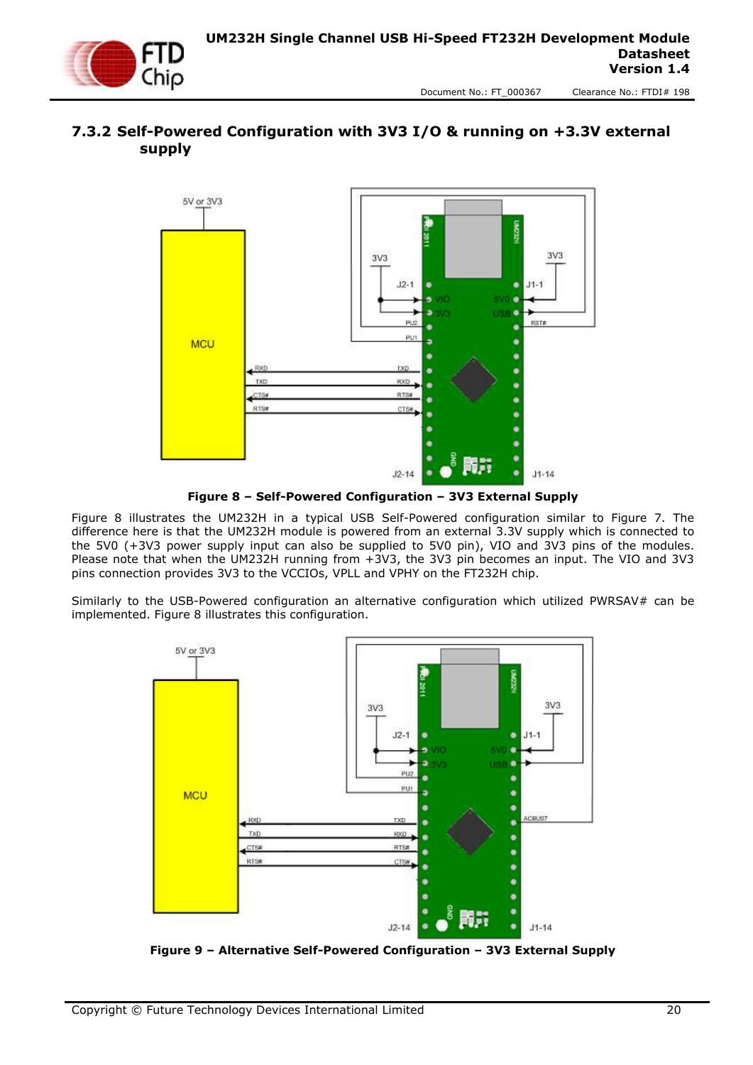### 7.3.2 Self-Powered Configuration with 3V3 I/O & running on +3.3V external supply

**Figure 8 – Self-Powered Configuration – 3V3 External Supply**

Figure 8 illustrates the UM232H in a typical USB Self-Powered configuration similar to Figure 7. The difference here is that the UM232H module is powered from an external 3.3V supply which is connected to the 5V0 (+3V3 power supply input can also be supplied to 5V0 pin), VIO and 3V3 pins of the modules. Please note that when the UM232H running from +3V3, the 3V3 pin becomes an input. The VIO and 3V3 pins connection provides 3V3 to the VCCIOs, VPLL and VPHY on the FT232H chip.

Similarly to the USB-Powered configuration an alternative configuration which utilized PWRSAV# can be implemented. Figure 8 illustrates this configuration.

**Figure 9 – Alternative Self-Powered Configuration – 3V3 External Supply**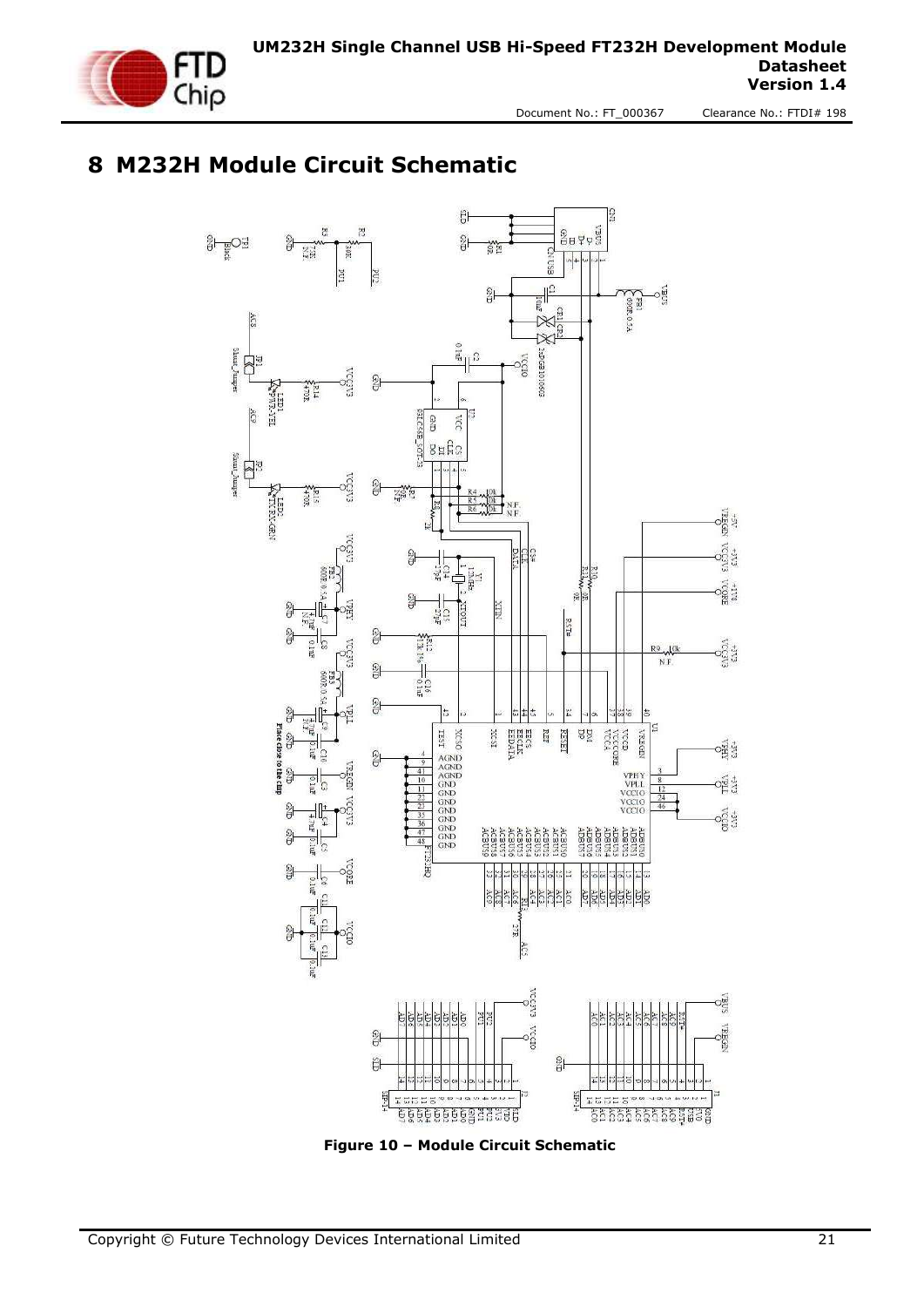# 8 M232H Module Circuit Schematic

Figure 10 – Module Circuit Schematic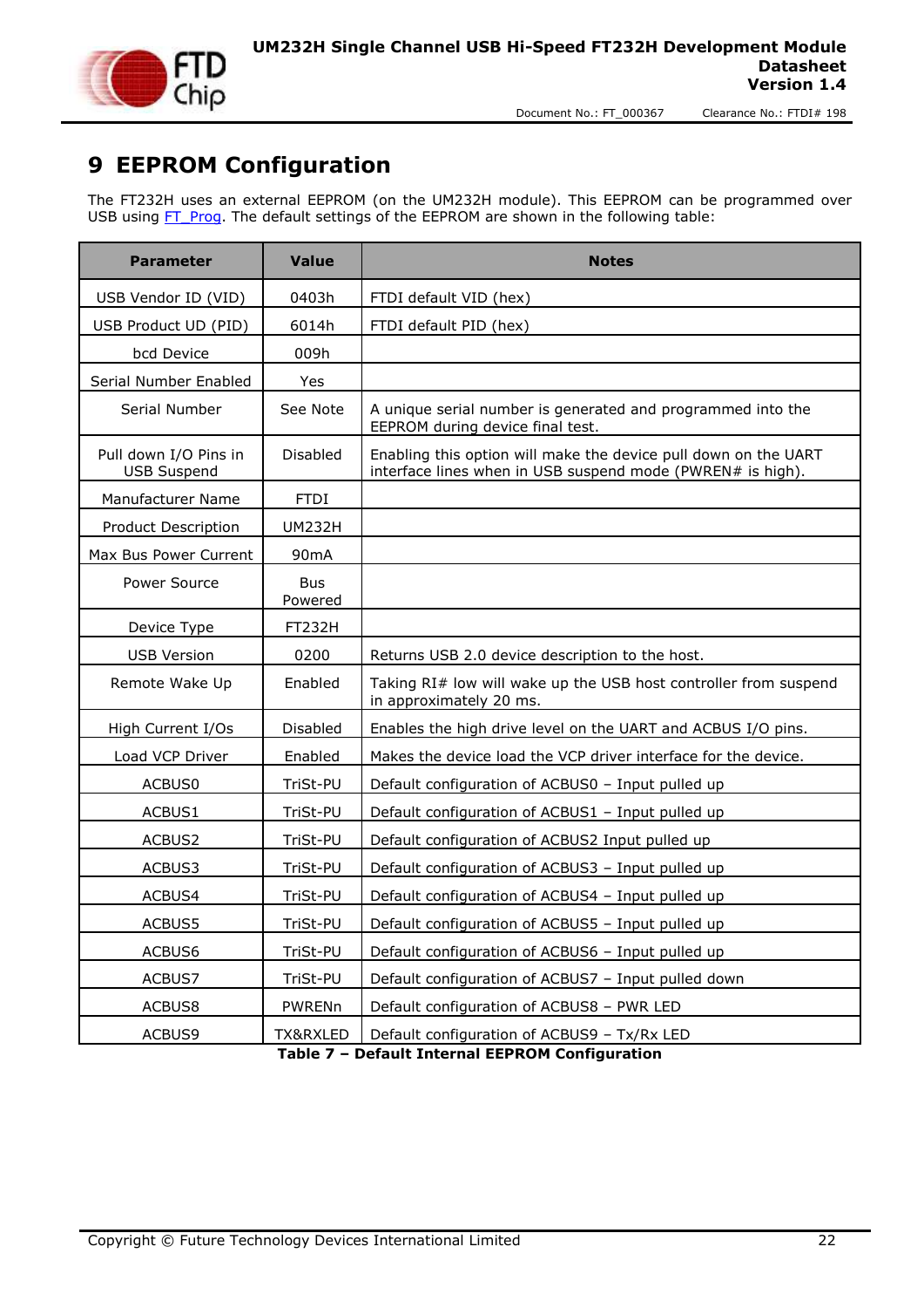# 9 EEPROM Configuration

The FT232H uses an external EEPROM (on the UM232H module). This EEPROM can be programmed over USB using FT_Prog. The default settings of the EEPROM are shown in the following table:

| Parameter | Value | Notes |
|---|---|---|
| USB Vendor ID (VID) | 0403h | FTDI default VID (hex) |
| USB Product UD (PID) | 6014h | FTDI default PID (hex) |
| bcd Device | 009h | |
| Serial Number Enabled | Yes | |
| Serial Number | See Note | A unique serial number is generated and programmed into the EEPROM during device final test. |
| Pull down I/O Pins in USB Suspend | Disabled | Enabling this option will make the device pull down on the UART interface lines when in USB suspend mode (PWREN# is high). |
| Manufacturer Name | FTDI | |
| Product Description | UM232H | |
| Max Bus Power Current | 90mA | |
| Power Source | Bus Powered | |
| Device Type | FT232H | |
| USB Version | 0200 | Returns USB 2.0 device description to the host. |
| Remote Wake Up | Enabled | Taking RI# low will wake up the USB host controller from suspend in approximately 20 ms. |
| High Current I/Os | Disabled | Enables the high drive level on the UART and ACBUS I/O pins. |
| Load VCP Driver | Enabled | Makes the device load the VCP driver interface for the device. |
| ACBUS0 | TriSt-PU | Default configuration of ACBUS0 – Input pulled up |
| ACBUS1 | TriSt-PU | Default configuration of ACBUS1 – Input pulled up |
| ACBUS2 | TriSt-PU | Default configuration of ACBUS2 Input pulled up |
| ACBUS3 | TriSt-PU | Default configuration of ACBUS3 – Input pulled up |
| ACBUS4 | TriSt-PU | Default configuration of ACBUS4 – Input pulled up |
| ACBUS5 | TriSt-PU | Default configuration of ACBUS5 – Input pulled up |
| ACBUS6 | TriSt-PU | Default configuration of ACBUS6 – Input pulled up |
| ACBUS7 | TriSt-PU | Default configuration of ACBUS7 – Input pulled down |
| ACBUS8 | PWRENn | Default configuration of ACBUS8 – PWR LED |
| ACBUS9 | TX&RXLED | Default configuration of ACBUS9 – Tx/Rx LED |

**Table 7 – Default Internal EEPROM Configuration**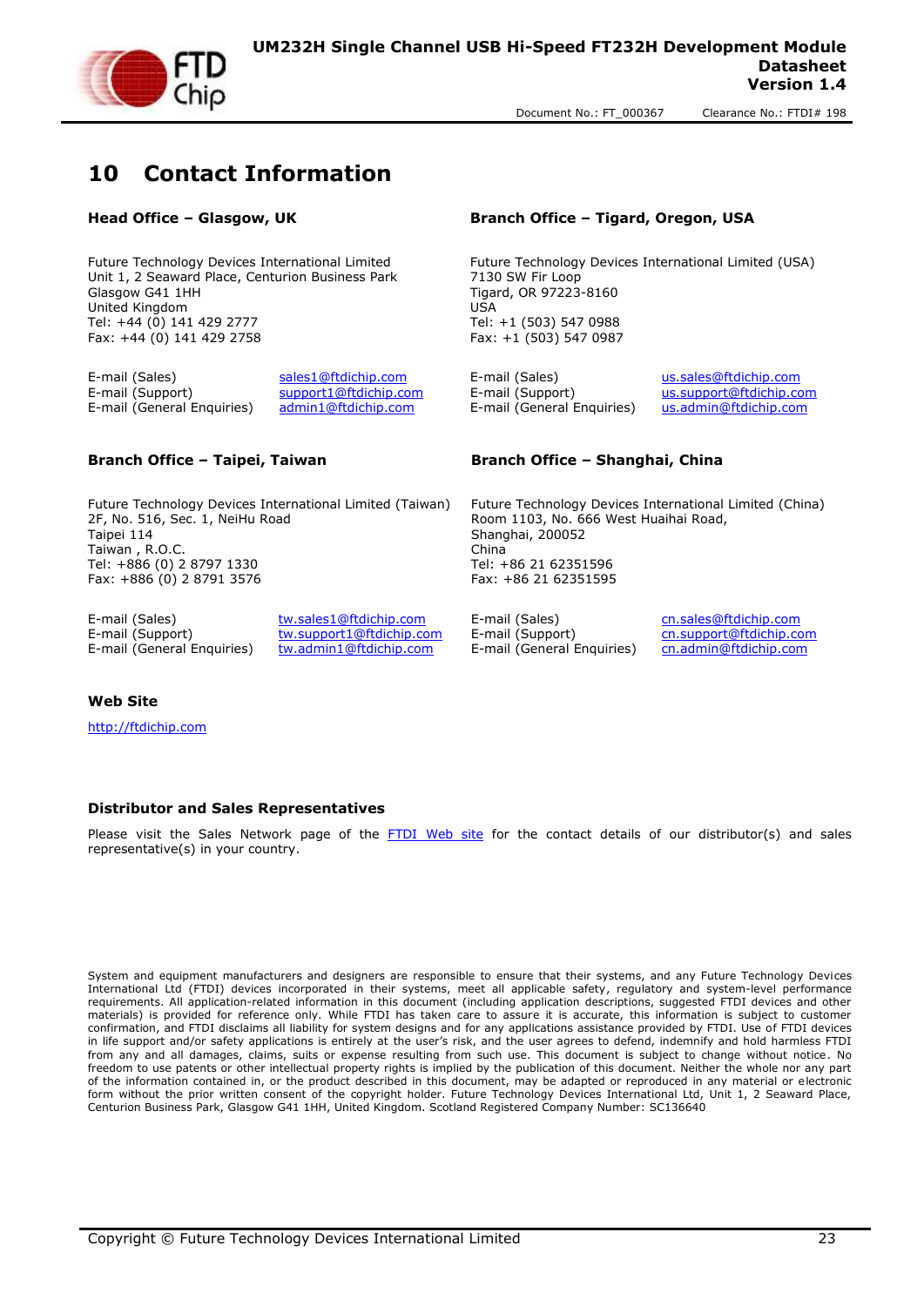# 10 Contact Information

### Head Office – Glasgow, UK

Future Technology Devices International Limited
Unit 1, 2 Seaward Place, Centurion Business Park
Glasgow G41 1HH
United Kingdom
Tel: +44 (0) 141 429 2777
Fax: +44 (0) 141 429 2758

| | |
|---|---|
| E-mail (Sales) | sales1@ftdichip.com |
| E-mail (Support) | support1@ftdichip.com |
| E-mail (General Enquiries) | admin1@ftdichip.com |

### Branch Office – Tigard, Oregon, USA

Future Technology Devices International Limited (USA)
7130 SW Fir Loop
Tigard, OR 97223-8160
USA
Tel: +1 (503) 547 0988
Fax: +1 (503) 547 0987

| | |
|---|---|
| E-mail (Sales) | us.sales@ftdichip.com |
| E-mail (Support) | us.support@ftdichip.com |
| E-mail (General Enquiries) | us.admin@ftdichip.com |

### Branch Office – Taipei, Taiwan

Future Technology Devices International Limited (Taiwan)
2F, No. 516, Sec. 1, NeiHu Road
Taipei 114
Taiwan , R.O.C.
Tel: +886 (0) 2 8797 1330
Fax: +886 (0) 2 8791 3576

| | |
|---|---|
| E-mail (Sales) | tw.sales1@ftdichip.com |
| E-mail (Support) | tw.support1@ftdichip.com |
| E-mail (General Enquiries) | tw.admin1@ftdichip.com |

### Branch Office – Shanghai, China

Future Technology Devices International Limited (China)
Room 1103, No. 666 West Huaihai Road,
Shanghai, 200052
China
Tel: +86 21 62351596
Fax: +86 21 62351595

| | |
|---|---|
| E-mail (Sales) | cn.sales@ftdichip.com |
| E-mail (Support) | cn.support@ftdichip.com |
| E-mail (General Enquiries) | cn.admin@ftdichip.com |

### Web Site

http://ftdichip.com

### Distributor and Sales Representatives

Please visit the Sales Network page of the FTDI Web site for the contact details of our distributor(s) and sales representative(s) in your country.

System and equipment manufacturers and designers are responsible to ensure that their systems, and any Future Technology Devices International Ltd (FTDI) devices incorporated in their systems, meet all applicable safety, regulatory and system-level performance requirements. All application-related information in this document (including application descriptions, suggested FTDI devices and other materials) is provided for reference only. While FTDI has taken care to assure it is accurate, this information is subject to customer confirmation, and FTDI disclaims all liability for system designs and for any applications assistance provided by FTDI. Use of FTDI devices in life support and/or safety applications is entirely at the user's risk, and the user agrees to defend, indemnify and hold harmless FTDI from any and all damages, claims, suits or expense resulting from such use. This document is subject to change without notice. No freedom to use patents or other intellectual property rights is implied by the publication of this document. Neither the whole nor any part of the information contained in, or the product described in this document, may be adapted or reproduced in any material or electronic form without the prior written consent of the copyright holder. Future Technology Devices International Ltd, Unit 1, 2 Seaward Place, Centurion Business Park, Glasgow G41 1HH, United Kingdom. Scotland Registered Company Number: SC136640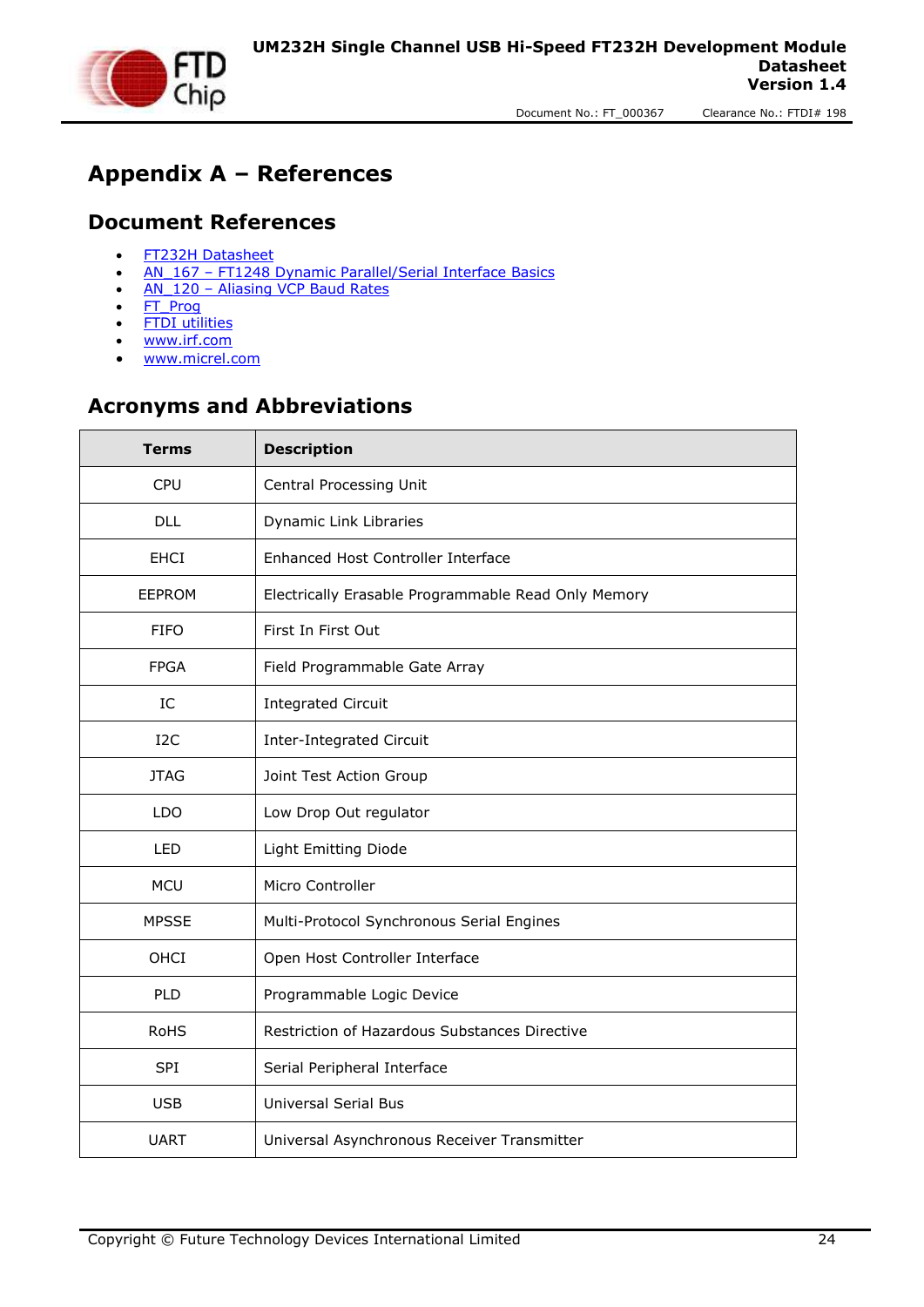# Appendix A – References

## Document References

- FT232H Datasheet
- AN_167 – FT1248 Dynamic Parallel/Serial Interface Basics
- AN_120 – Aliasing VCP Baud Rates
- FT_Prog
- FTDI utilities
- www.irf.com
- www.micrel.com

## Acronyms and Abbreviations

| Terms | Description |
|---|---|
| CPU | Central Processing Unit |
| DLL | Dynamic Link Libraries |
| EHCI | Enhanced Host Controller Interface |
| EEPROM | Electrically Erasable Programmable Read Only Memory |
| FIFO | First In First Out |
| FPGA | Field Programmable Gate Array |
| IC | Integrated Circuit |
| I2C | Inter-Integrated Circuit |
| JTAG | Joint Test Action Group |
| LDO | Low Drop Out regulator |
| LED | Light Emitting Diode |
| MCU | Micro Controller |
| MPSSE | Multi-Protocol Synchronous Serial Engines |
| OHCI | Open Host Controller Interface |
| PLD | Programmable Logic Device |
| RoHS | Restriction of Hazardous Substances Directive |
| SPI | Serial Peripheral Interface |
| USB | Universal Serial Bus |
| UART | Universal Asynchronous Receiver Transmitter |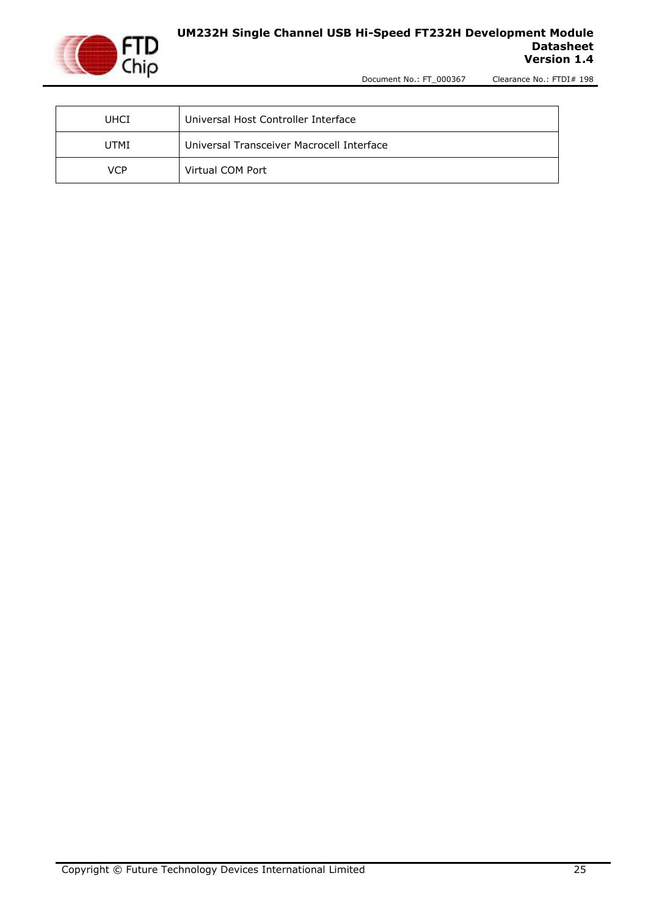| UHCI | Universal Host Controller Interface |
|---|---|
| UTMI | Universal Transceiver Macrocell Interface |
| VCP | Virtual COM Port |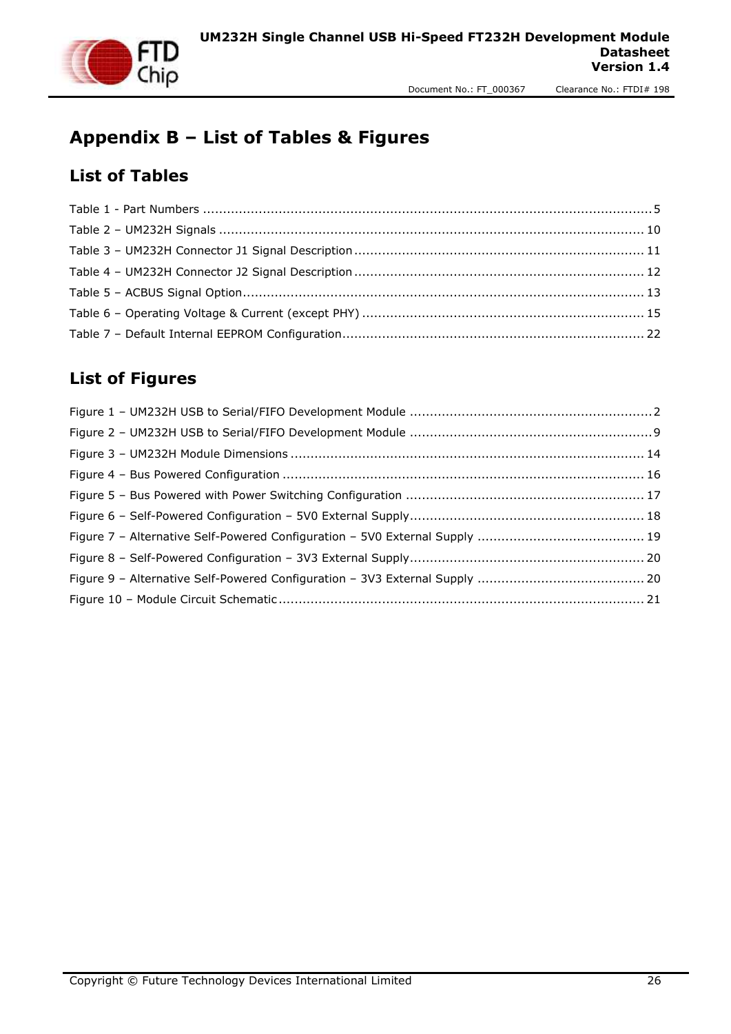# Appendix B – List of Tables & Figures

## List of Tables

Table 1 - Part Numbers ........................................................................................................... 5

Table 2 – UM232H Signals ...................................................................................................... 10

Table 3 – UM232H Connector J1 Signal Description ................................................................... 11

Table 4 – UM232H Connector J2 Signal Description ................................................................... 12

Table 5 – ACBUS Signal Option................................................................................................ 13

Table 6 – Operating Voltage & Current (except PHY) ................................................................. 15

Table 7 – Default Internal EEPROM Configuration....................................................................... 22

## List of Figures

Figure 1 – UM232H USB to Serial/FIFO Development Module ........................................................ 2

Figure 2 – UM232H USB to Serial/FIFO Development Module ........................................................ 9

Figure 3 – UM232H Module Dimensions ...................................................................................... 14

Figure 4 – Bus Powered Configuration ........................................................................................ 16

Figure 5 – Bus Powered with Power Switching Configuration ....................................................... 17

Figure 6 – Self-Powered Configuration – 5V0 External Supply...................................................... 18

Figure 7 – Alternative Self-Powered Configuration – 5V0 External Supply ..................................... 19

Figure 8 – Self-Powered Configuration – 3V3 External Supply...................................................... 20

Figure 9 – Alternative Self-Powered Configuration – 3V3 External Supply ..................................... 20

Figure 10 – Module Circuit Schematic.......................................................................................... 21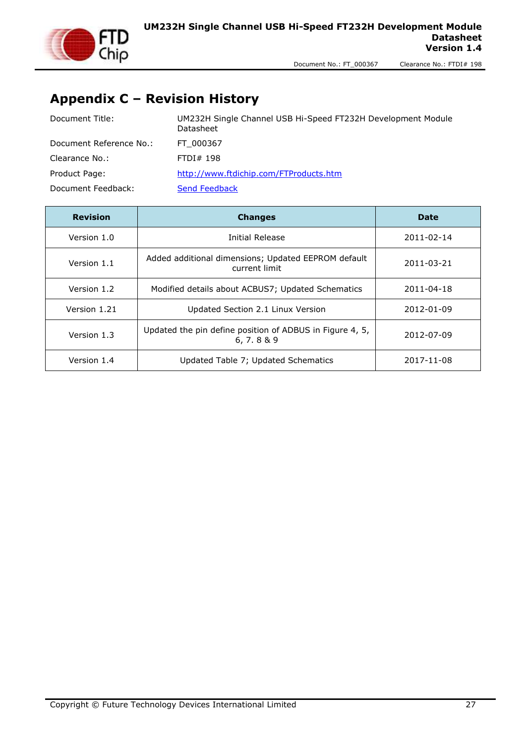# Appendix C – Revision History

Document Title: UM232H Single Channel USB Hi-Speed FT232H Development Module Datasheet

Document Reference No.: FT_000367

Clearance No.: FTDI# 198

Product Page: [http://www.ftdichip.com/FTProducts.htm](http://www.ftdichip.com/FTProducts.htm)

Document Feedback: Send Feedback

| Revision | Changes | Date |
|---|---|---|
| Version 1.0 | Initial Release | 2011-02-14 |
| Version 1.1 | Added additional dimensions; Updated EEPROM default current limit | 2011-03-21 |
| Version 1.2 | Modified details about ACBUS7; Updated Schematics | 2011-04-18 |
| Version 1.21 | Updated Section 2.1 Linux Version | 2012-01-09 |
| Version 1.3 | Updated the pin define position of ADBUS in Figure 4, 5, 6, 7. 8 & 9 | 2012-07-09 |
| Version 1.4 | Updated Table 7; Updated Schematics | 2017-11-08 |

Copyright © Future Technology Devices International Limited